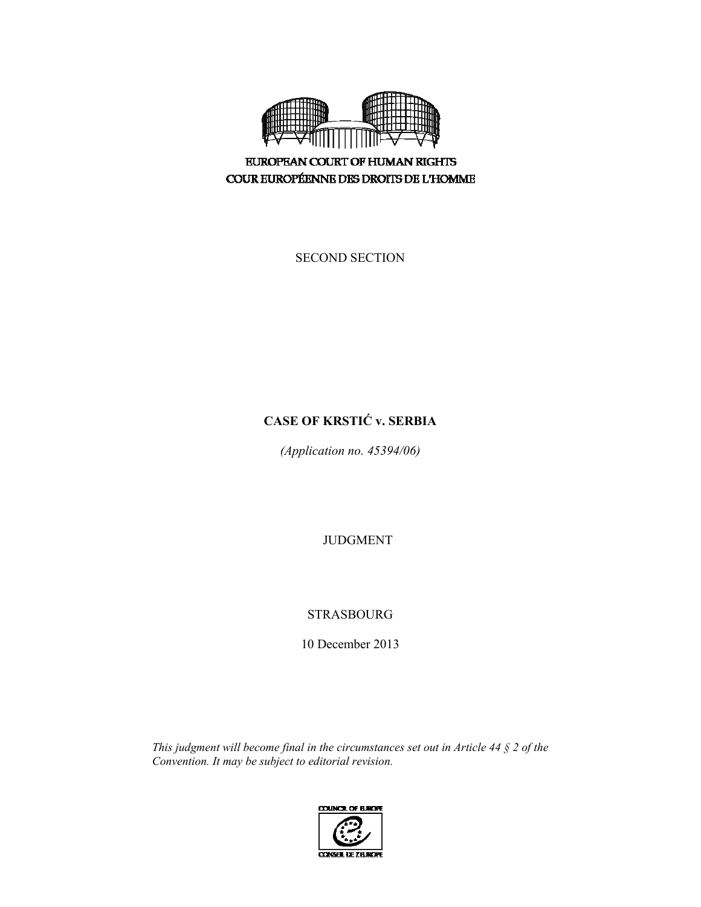EUROPEAN COURT OF HUMAN RIGHTS

COUR EUROPÉENNE DES DROITS DE L'HOMME

SECOND SECTION

# CASE OF KRSTIĆ v. SERBIA

*(Application no. 45394/06)*

JUDGMENT

STRASBOURG

10 December 2013

*This judgment will become final in the circumstances set out in Article 44 § 2 of the Convention. It may be subject to editorial revision.*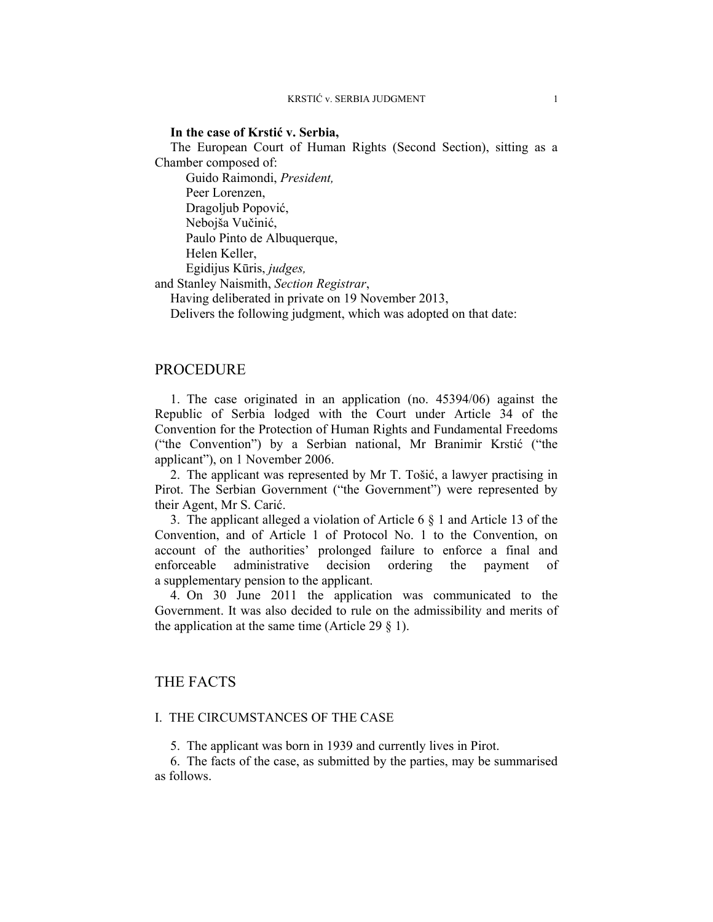**In the case of Krstić v. Serbia,**

The European Court of Human Rights (Second Section), sitting as a Chamber composed of:

Guido Raimondi, *President,*
Peer Lorenzen,
Dragoljub Popović,
Nebojša Vučinić,
Paulo Pinto de Albuquerque,
Helen Keller,
Egidijus Kūris, *judges,*
and Stanley Naismith, *Section Registrar*,

Having deliberated in private on 19 November 2013,

Delivers the following judgment, which was adopted on that date:

# PROCEDURE

1. The case originated in an application (no. 45394/06) against the Republic of Serbia lodged with the Court under Article 34 of the Convention for the Protection of Human Rights and Fundamental Freedoms ("the Convention") by a Serbian national, Mr Branimir Krstić ("the applicant"), on 1 November 2006.

2. The applicant was represented by Mr T. Tošić, a lawyer practising in Pirot. The Serbian Government ("the Government") were represented by their Agent, Mr S. Carić.

3. The applicant alleged a violation of Article 6 § 1 and Article 13 of the Convention, and of Article 1 of Protocol No. 1 to the Convention, on account of the authorities' prolonged failure to enforce a final and enforceable administrative decision ordering the payment of a supplementary pension to the applicant.

4. On 30 June 2011 the application was communicated to the Government. It was also decided to rule on the admissibility and merits of the application at the same time (Article 29 § 1).

# THE FACTS

## I. THE CIRCUMSTANCES OF THE CASE

5. The applicant was born in 1939 and currently lives in Pirot.

6. The facts of the case, as submitted by the parties, may be summarised as follows.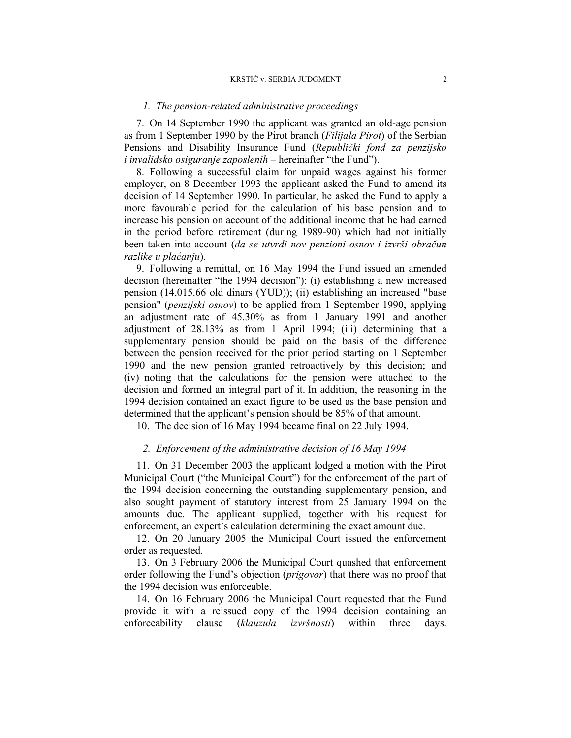*1. The pension-related administrative proceedings*

7. On 14 September 1990 the applicant was granted an old-age pension as from 1 September 1990 by the Pirot branch (*Filijala Pirot*) of the Serbian Pensions and Disability Insurance Fund (*Republički fond za penzijsko i invalidsko osiguranje zaposlenih* – hereinafter "the Fund").

8. Following a successful claim for unpaid wages against his former employer, on 8 December 1993 the applicant asked the Fund to amend its decision of 14 September 1990. In particular, he asked the Fund to apply a more favourable period for the calculation of his base pension and to increase his pension on account of the additional income that he had earned in the period before retirement (during 1989-90) which had not initially been taken into account (*da se utvrdi nov penzioni osnov i izvrši obračun razlike u plaćanju*).

9. Following a remittal, on 16 May 1994 the Fund issued an amended decision (hereinafter "the 1994 decision"): (i) establishing a new increased pension (14,015.66 old dinars (YUD)); (ii) establishing an increased "base pension" (*penzijski osnov*) to be applied from 1 September 1990, applying an adjustment rate of 45.30% as from 1 January 1991 and another adjustment of 28.13% as from 1 April 1994; (iii) determining that a supplementary pension should be paid on the basis of the difference between the pension received for the prior period starting on 1 September 1990 and the new pension granted retroactively by this decision; and (iv) noting that the calculations for the pension were attached to the decision and formed an integral part of it. In addition, the reasoning in the 1994 decision contained an exact figure to be used as the base pension and determined that the applicant's pension should be 85% of that amount.

10. The decision of 16 May 1994 became final on 22 July 1994.

*2. Enforcement of the administrative decision of 16 May 1994*

11. On 31 December 2003 the applicant lodged a motion with the Pirot Municipal Court ("the Municipal Court") for the enforcement of the part of the 1994 decision concerning the outstanding supplementary pension, and also sought payment of statutory interest from 25 January 1994 on the amounts due. The applicant supplied, together with his request for enforcement, an expert's calculation determining the exact amount due.

12. On 20 January 2005 the Municipal Court issued the enforcement order as requested.

13. On 3 February 2006 the Municipal Court quashed that enforcement order following the Fund's objection (*prigovor*) that there was no proof that the 1994 decision was enforceable.

14. On 16 February 2006 the Municipal Court requested that the Fund provide it with a reissued copy of the 1994 decision containing an enforceability clause (*klauzula izvršnosti*) within three days.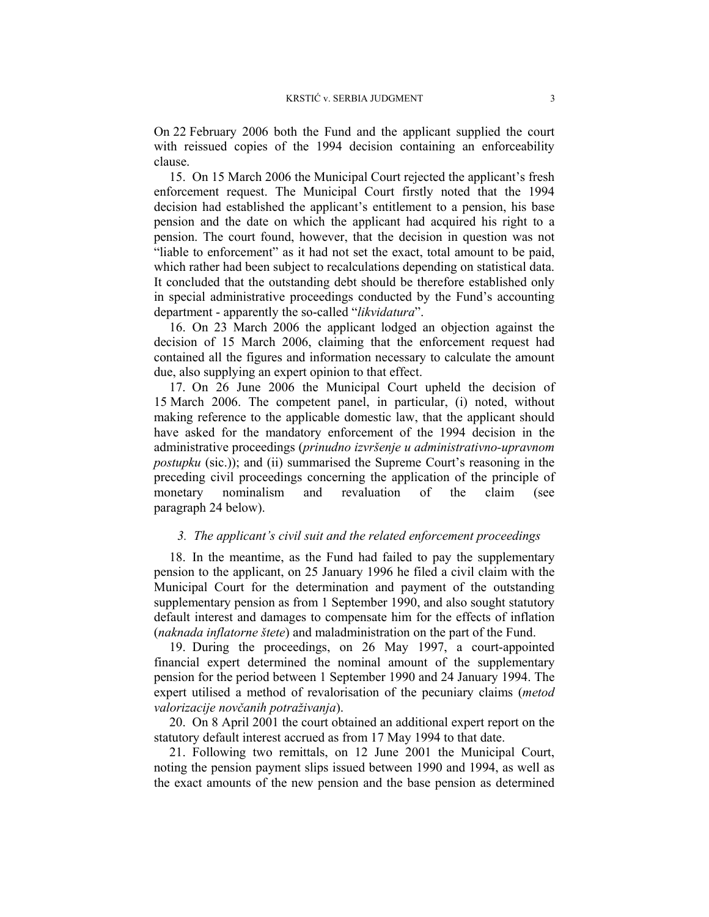On 22 February 2006 both the Fund and the applicant supplied the court with reissued copies of the 1994 decision containing an enforceability clause.

15. On 15 March 2006 the Municipal Court rejected the applicant's fresh enforcement request. The Municipal Court firstly noted that the 1994 decision had established the applicant's entitlement to a pension, his base pension and the date on which the applicant had acquired his right to a pension. The court found, however, that the decision in question was not "liable to enforcement" as it had not set the exact, total amount to be paid, which rather had been subject to recalculations depending on statistical data. It concluded that the outstanding debt should be therefore established only in special administrative proceedings conducted by the Fund's accounting department - apparently the so-called "*likvidatura*".

16. On 23 March 2006 the applicant lodged an objection against the decision of 15 March 2006, claiming that the enforcement request had contained all the figures and information necessary to calculate the amount due, also supplying an expert opinion to that effect.

17. On 26 June 2006 the Municipal Court upheld the decision of 15 March 2006. The competent panel, in particular, (i) noted, without making reference to the applicable domestic law, that the applicant should have asked for the mandatory enforcement of the 1994 decision in the administrative proceedings (*prinudno izvršenje u administrativno-upravnom postupku* (sic.)); and (ii) summarised the Supreme Court's reasoning in the preceding civil proceedings concerning the application of the principle of monetary nominalism and revaluation of the claim (see paragraph 24 below).

### *3. The applicant's civil suit and the related enforcement proceedings*

18. In the meantime, as the Fund had failed to pay the supplementary pension to the applicant, on 25 January 1996 he filed a civil claim with the Municipal Court for the determination and payment of the outstanding supplementary pension as from 1 September 1990, and also sought statutory default interest and damages to compensate him for the effects of inflation (*naknada inflatorne štete*) and maladministration on the part of the Fund.

19. During the proceedings, on 26 May 1997, a court-appointed financial expert determined the nominal amount of the supplementary pension for the period between 1 September 1990 and 24 January 1994. The expert utilised a method of revalorisation of the pecuniary claims (*metod valorizacije novčanih potraživanja*).

20. On 8 April 2001 the court obtained an additional expert report on the statutory default interest accrued as from 17 May 1994 to that date.

21. Following two remittals, on 12 June 2001 the Municipal Court, noting the pension payment slips issued between 1990 and 1994, as well as the exact amounts of the new pension and the base pension as determined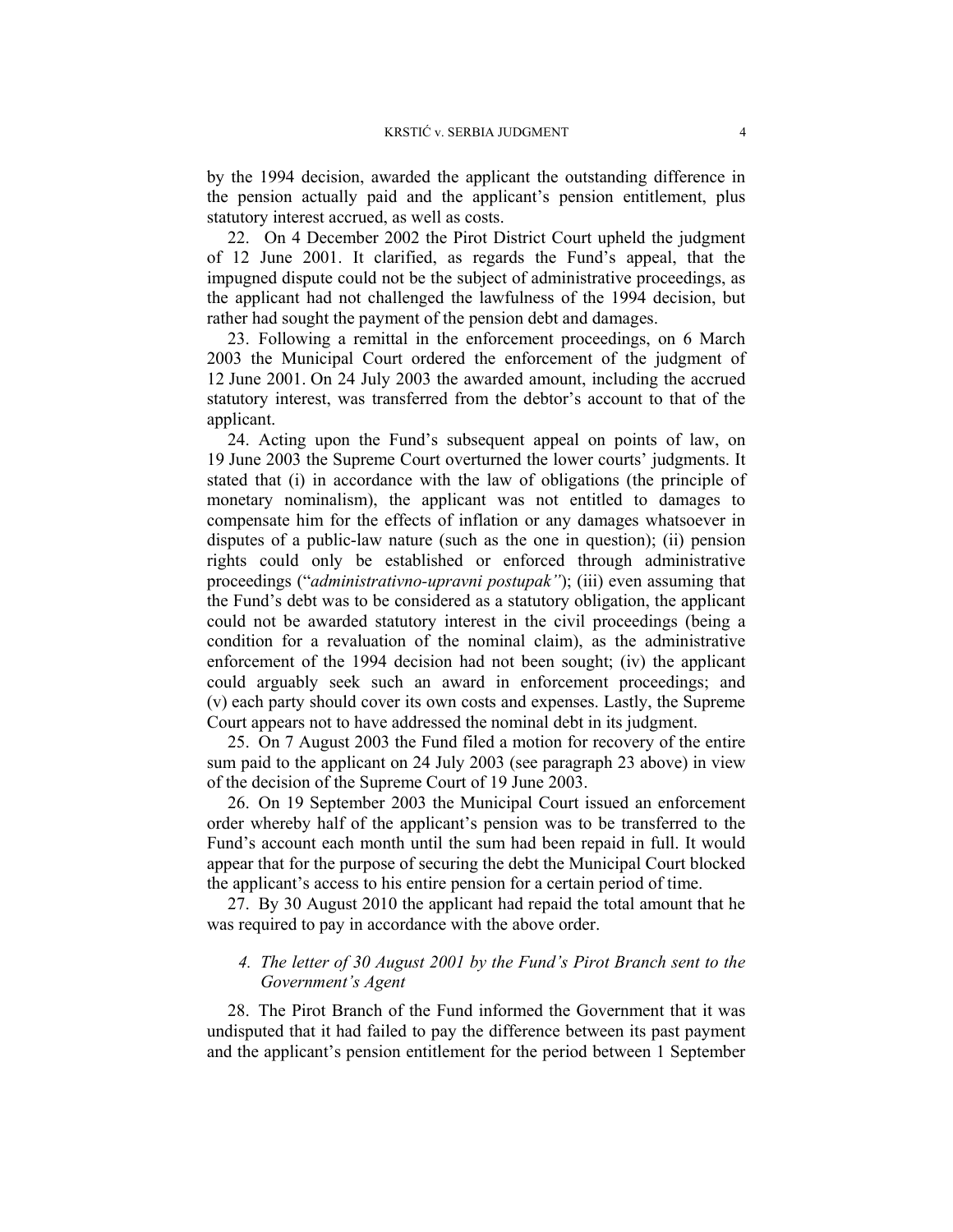by the 1994 decision, awarded the applicant the outstanding difference in the pension actually paid and the applicant's pension entitlement, plus statutory interest accrued, as well as costs.

22. On 4 December 2002 the Pirot District Court upheld the judgment of 12 June 2001. It clarified, as regards the Fund's appeal, that the impugned dispute could not be the subject of administrative proceedings, as the applicant had not challenged the lawfulness of the 1994 decision, but rather had sought the payment of the pension debt and damages.

23. Following a remittal in the enforcement proceedings, on 6 March 2003 the Municipal Court ordered the enforcement of the judgment of 12 June 2001. On 24 July 2003 the awarded amount, including the accrued statutory interest, was transferred from the debtor's account to that of the applicant.

24. Acting upon the Fund's subsequent appeal on points of law, on 19 June 2003 the Supreme Court overturned the lower courts' judgments. It stated that (i) in accordance with the law of obligations (the principle of monetary nominalism), the applicant was not entitled to damages to compensate him for the effects of inflation or any damages whatsoever in disputes of a public-law nature (such as the one in question); (ii) pension rights could only be established or enforced through administrative proceedings ("*administrativno-upravni postupak"*); (iii) even assuming that the Fund's debt was to be considered as a statutory obligation, the applicant could not be awarded statutory interest in the civil proceedings (being a condition for a revaluation of the nominal claim), as the administrative enforcement of the 1994 decision had not been sought; (iv) the applicant could arguably seek such an award in enforcement proceedings; and (v) each party should cover its own costs and expenses. Lastly, the Supreme Court appears not to have addressed the nominal debt in its judgment.

25. On 7 August 2003 the Fund filed a motion for recovery of the entire sum paid to the applicant on 24 July 2003 (see paragraph 23 above) in view of the decision of the Supreme Court of 19 June 2003.

26. On 19 September 2003 the Municipal Court issued an enforcement order whereby half of the applicant's pension was to be transferred to the Fund's account each month until the sum had been repaid in full. It would appear that for the purpose of securing the debt the Municipal Court blocked the applicant's access to his entire pension for a certain period of time.

27. By 30 August 2010 the applicant had repaid the total amount that he was required to pay in accordance with the above order.

### *4. The letter of 30 August 2001 by the Fund's Pirot Branch sent to the Government's Agent*

28. The Pirot Branch of the Fund informed the Government that it was undisputed that it had failed to pay the difference between its past payment and the applicant's pension entitlement for the period between 1 September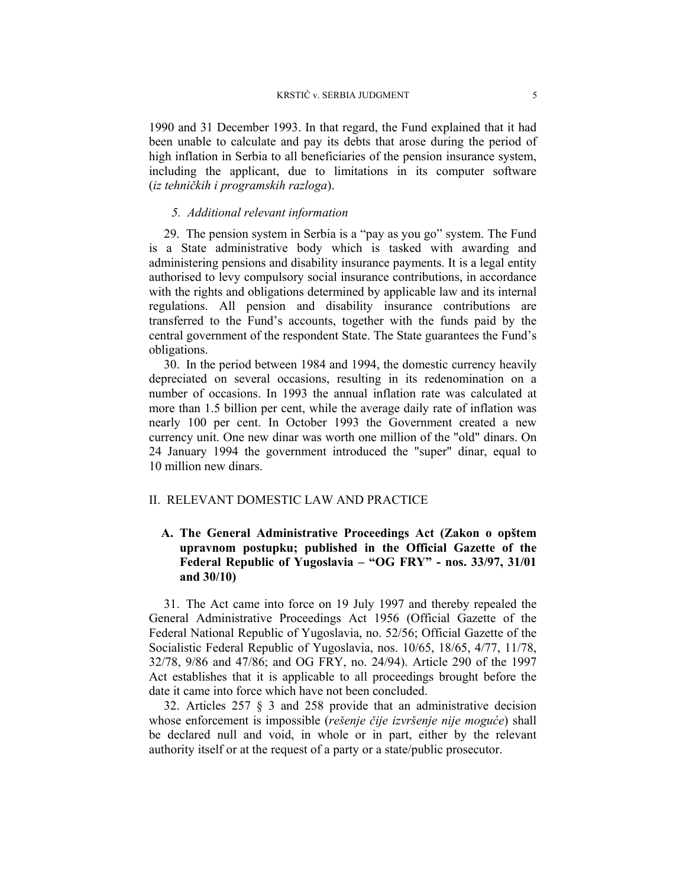1990 and 31 December 1993. In that regard, the Fund explained that it had been unable to calculate and pay its debts that arose during the period of high inflation in Serbia to all beneficiaries of the pension insurance system, including the applicant, due to limitations in its computer software (*iz tehničkih i programskih razloga*).

### *5. Additional relevant information*

29. The pension system in Serbia is a "pay as you go" system. The Fund is a State administrative body which is tasked with awarding and administering pensions and disability insurance payments. It is a legal entity authorised to levy compulsory social insurance contributions, in accordance with the rights and obligations determined by applicable law and its internal regulations. All pension and disability insurance contributions are transferred to the Fund's accounts, together with the funds paid by the central government of the respondent State. The State guarantees the Fund's obligations.

30. In the period between 1984 and 1994, the domestic currency heavily depreciated on several occasions, resulting in its redenomination on a number of occasions. In 1993 the annual inflation rate was calculated at more than 1.5 billion per cent, while the average daily rate of inflation was nearly 100 per cent. In October 1993 the Government created a new currency unit. One new dinar was worth one million of the "old" dinars. On 24 January 1994 the government introduced the "super" dinar, equal to 10 million new dinars.

## II. RELEVANT DOMESTIC LAW AND PRACTICE

### A. The General Administrative Proceedings Act (Zakon o opštem upravnom postupku; published in the Official Gazette of the Federal Republic of Yugoslavia – "OG FRY" - nos. 33/97, 31/01 and 30/10)

31. The Act came into force on 19 July 1997 and thereby repealed the General Administrative Proceedings Act 1956 (Official Gazette of the Federal National Republic of Yugoslavia, no. 52/56; Official Gazette of the Socialistic Federal Republic of Yugoslavia, nos. 10/65, 18/65, 4/77, 11/78, 32/78, 9/86 and 47/86; and OG FRY, no. 24/94). Article 290 of the 1997 Act establishes that it is applicable to all proceedings brought before the date it came into force which have not been concluded.

32. Articles 257 § 3 and 258 provide that an administrative decision whose enforcement is impossible (*rešenje čije izvršenje nije moguće*) shall be declared null and void, in whole or in part, either by the relevant authority itself or at the request of a party or a state/public prosecutor.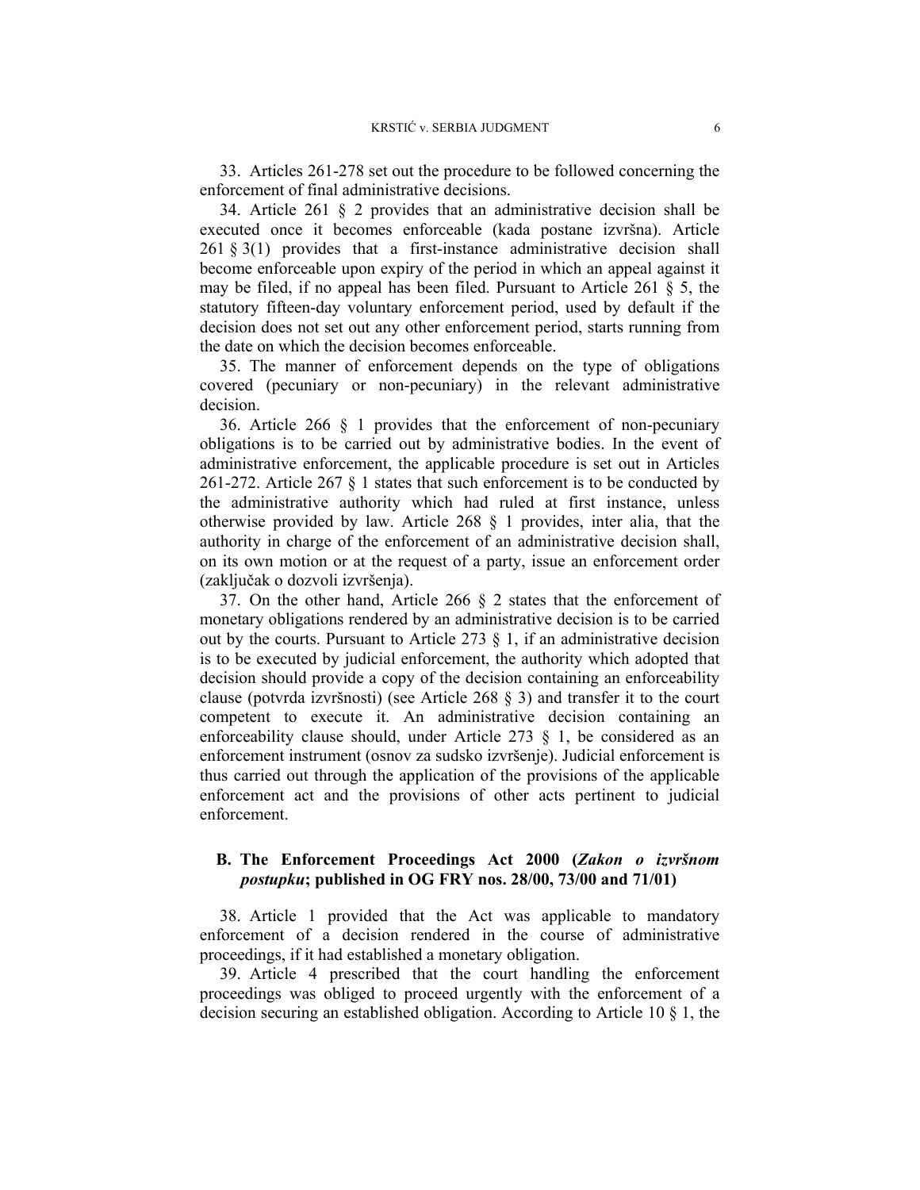33. Articles 261-278 set out the procedure to be followed concerning the enforcement of final administrative decisions.

34. Article 261 § 2 provides that an administrative decision shall be executed once it becomes enforceable (kada postane izvršna). Article 261 § 3(1) provides that a first-instance administrative decision shall become enforceable upon expiry of the period in which an appeal against it may be filed, if no appeal has been filed. Pursuant to Article 261 § 5, the statutory fifteen-day voluntary enforcement period, used by default if the decision does not set out any other enforcement period, starts running from the date on which the decision becomes enforceable.

35. The manner of enforcement depends on the type of obligations covered (pecuniary or non-pecuniary) in the relevant administrative decision.

36. Article 266 § 1 provides that the enforcement of non-pecuniary obligations is to be carried out by administrative bodies. In the event of administrative enforcement, the applicable procedure is set out in Articles 261-272. Article 267 § 1 states that such enforcement is to be conducted by the administrative authority which had ruled at first instance, unless otherwise provided by law. Article 268 § 1 provides, inter alia, that the authority in charge of the enforcement of an administrative decision shall, on its own motion or at the request of a party, issue an enforcement order (zaključak o dozvoli izvršenja).

37. On the other hand, Article 266 § 2 states that the enforcement of monetary obligations rendered by an administrative decision is to be carried out by the courts. Pursuant to Article 273 § 1, if an administrative decision is to be executed by judicial enforcement, the authority which adopted that decision should provide a copy of the decision containing an enforceability clause (potvrda izvršnosti) (see Article 268 § 3) and transfer it to the court competent to execute it. An administrative decision containing an enforceability clause should, under Article 273 § 1, be considered as an enforcement instrument (osnov za sudsko izvršenje). Judicial enforcement is thus carried out through the application of the provisions of the applicable enforcement act and the provisions of other acts pertinent to judicial enforcement.

### B. The Enforcement Proceedings Act 2000 (*Zakon o izvršnom postupku*; published in OG FRY nos. 28/00, 73/00 and 71/01)

38. Article 1 provided that the Act was applicable to mandatory enforcement of a decision rendered in the course of administrative proceedings, if it had established a monetary obligation.

39. Article 4 prescribed that the court handling the enforcement proceedings was obliged to proceed urgently with the enforcement of a decision securing an established obligation. According to Article 10 § 1, the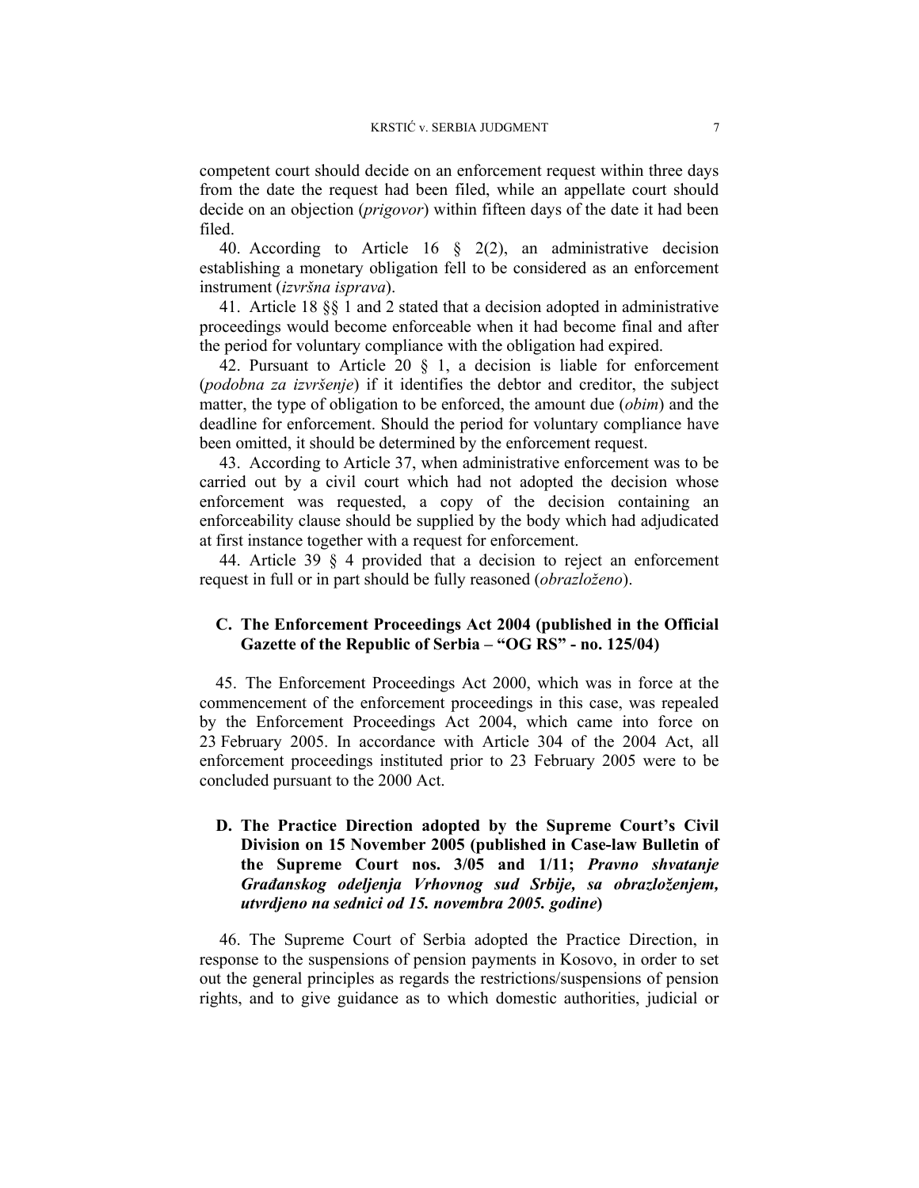competent court should decide on an enforcement request within three days from the date the request had been filed, while an appellate court should decide on an objection (*prigovor*) within fifteen days of the date it had been filed.

40. According to Article 16 § 2(2), an administrative decision establishing a monetary obligation fell to be considered as an enforcement instrument (*izvršna isprava*).

41. Article 18 §§ 1 and 2 stated that a decision adopted in administrative proceedings would become enforceable when it had become final and after the period for voluntary compliance with the obligation had expired.

42. Pursuant to Article 20 § 1, a decision is liable for enforcement (*podobna za izvršenje*) if it identifies the debtor and creditor, the subject matter, the type of obligation to be enforced, the amount due (*obim*) and the deadline for enforcement. Should the period for voluntary compliance have been omitted, it should be determined by the enforcement request.

43. According to Article 37, when administrative enforcement was to be carried out by a civil court which had not adopted the decision whose enforcement was requested, a copy of the decision containing an enforceability clause should be supplied by the body which had adjudicated at first instance together with a request for enforcement.

44. Article 39 § 4 provided that a decision to reject an enforcement request in full or in part should be fully reasoned (*obrazloženo*).

### C. The Enforcement Proceedings Act 2004 (published in the Official Gazette of the Republic of Serbia – "OG RS" - no. 125/04)

45. The Enforcement Proceedings Act 2000, which was in force at the commencement of the enforcement proceedings in this case, was repealed by the Enforcement Proceedings Act 2004, which came into force on 23 February 2005. In accordance with Article 304 of the 2004 Act, all enforcement proceedings instituted prior to 23 February 2005 were to be concluded pursuant to the 2000 Act.

### D. The Practice Direction adopted by the Supreme Court's Civil Division on 15 November 2005 (published in Case-law Bulletin of the Supreme Court nos. 3/05 and 1/11; *Pravno shvatanje Građanskog odeljenja Vrhovnog sud Srbije, sa obrazloženjem, utvrdjeno na sednici od 15. novembra 2005. godine*)

46. The Supreme Court of Serbia adopted the Practice Direction, in response to the suspensions of pension payments in Kosovo, in order to set out the general principles as regards the restrictions/suspensions of pension rights, and to give guidance as to which domestic authorities, judicial or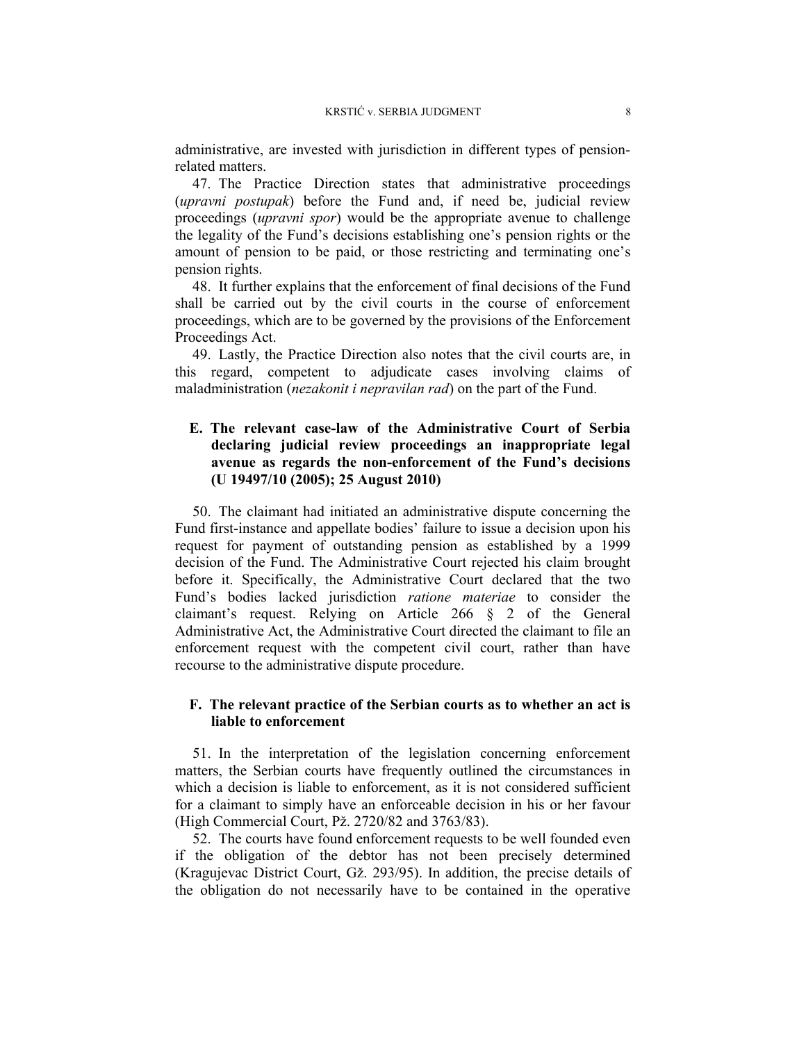administrative, are invested with jurisdiction in different types of pension-related matters.

47. The Practice Direction states that administrative proceedings (*upravni postupak*) before the Fund and, if need be, judicial review proceedings (*upravni spor*) would be the appropriate avenue to challenge the legality of the Fund's decisions establishing one's pension rights or the amount of pension to be paid, or those restricting and terminating one's pension rights.

48. It further explains that the enforcement of final decisions of the Fund shall be carried out by the civil courts in the course of enforcement proceedings, which are to be governed by the provisions of the Enforcement Proceedings Act.

49. Lastly, the Practice Direction also notes that the civil courts are, in this regard, competent to adjudicate cases involving claims of maladministration (*nezakonit i nepravilan rad*) on the part of the Fund.

### E. The relevant case-law of the Administrative Court of Serbia declaring judicial review proceedings an inappropriate legal avenue as regards the non-enforcement of the Fund's decisions (U 19497/10 (2005); 25 August 2010)

50. The claimant had initiated an administrative dispute concerning the Fund first-instance and appellate bodies' failure to issue a decision upon his request for payment of outstanding pension as established by a 1999 decision of the Fund. The Administrative Court rejected his claim brought before it. Specifically, the Administrative Court declared that the two Fund's bodies lacked jurisdiction *ratione materiae* to consider the claimant's request. Relying on Article 266 § 2 of the General Administrative Act, the Administrative Court directed the claimant to file an enforcement request with the competent civil court, rather than have recourse to the administrative dispute procedure.

### F. The relevant practice of the Serbian courts as to whether an act is liable to enforcement

51. In the interpretation of the legislation concerning enforcement matters, the Serbian courts have frequently outlined the circumstances in which a decision is liable to enforcement, as it is not considered sufficient for a claimant to simply have an enforceable decision in his or her favour (High Commercial Court, Pž. 2720/82 and 3763/83).

52. The courts have found enforcement requests to be well founded even if the obligation of the debtor has not been precisely determined (Kragujevac District Court, Gž. 293/95). In addition, the precise details of the obligation do not necessarily have to be contained in the operative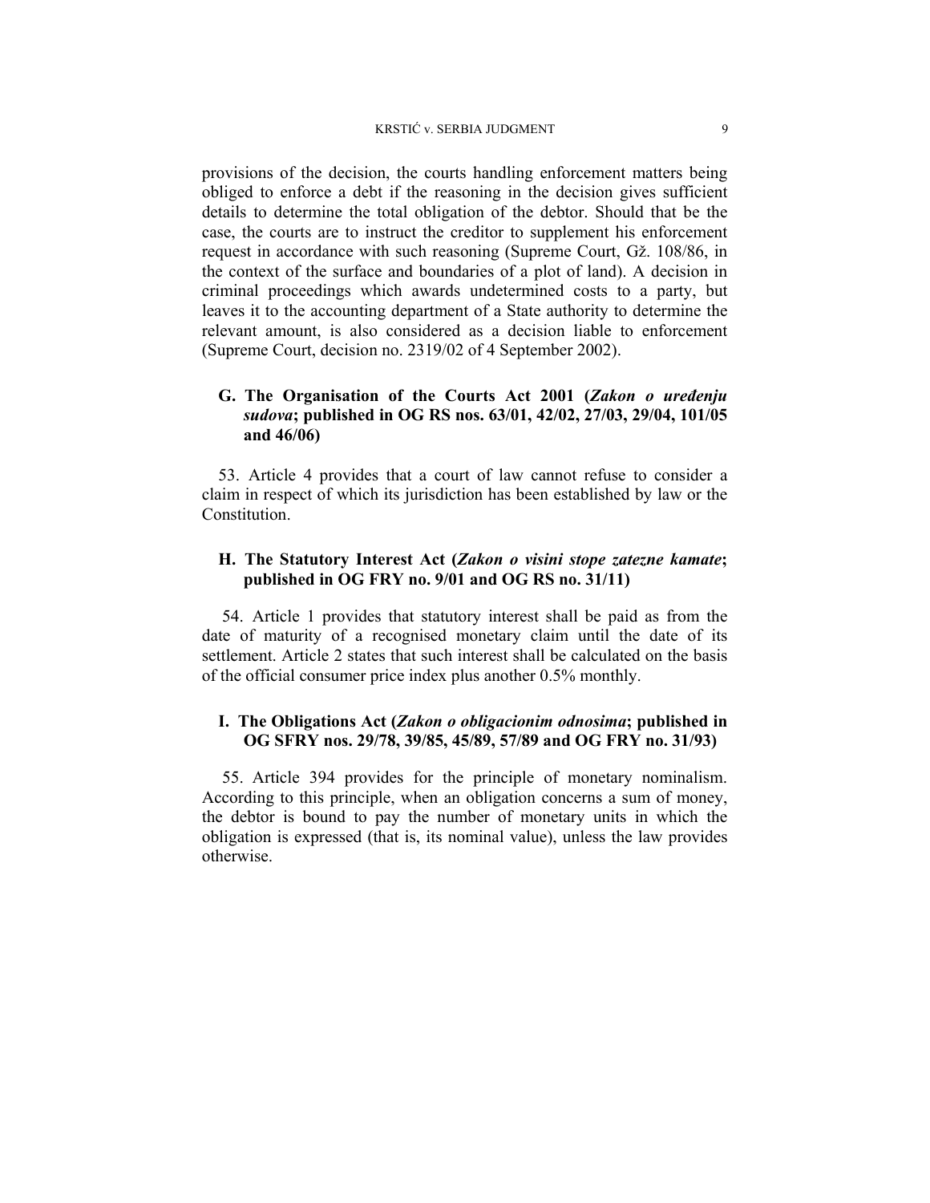provisions of the decision, the courts handling enforcement matters being obliged to enforce a debt if the reasoning in the decision gives sufficient details to determine the total obligation of the debtor. Should that be the case, the courts are to instruct the creditor to supplement his enforcement request in accordance with such reasoning (Supreme Court, Gž. 108/86, in the context of the surface and boundaries of a plot of land). A decision in criminal proceedings which awards undetermined costs to a party, but leaves it to the accounting department of a State authority to determine the relevant amount, is also considered as a decision liable to enforcement (Supreme Court, decision no. 2319/02 of 4 September 2002).

### G. The Organisation of the Courts Act 2001 (*Zakon o uređenju sudova*; published in OG RS nos. 63/01, 42/02, 27/03, 29/04, 101/05 and 46/06)

53. Article 4 provides that a court of law cannot refuse to consider a claim in respect of which its jurisdiction has been established by law or the Constitution.

### H. The Statutory Interest Act (*Zakon o visini stope zatezne kamate*; published in OG FRY no. 9/01 and OG RS no. 31/11)

54. Article 1 provides that statutory interest shall be paid as from the date of maturity of a recognised monetary claim until the date of its settlement. Article 2 states that such interest shall be calculated on the basis of the official consumer price index plus another 0.5% monthly.

### I. The Obligations Act (*Zakon o obligacionim odnosima*; published in OG SFRY nos. 29/78, 39/85, 45/89, 57/89 and OG FRY no. 31/93)

55. Article 394 provides for the principle of monetary nominalism. According to this principle, when an obligation concerns a sum of money, the debtor is bound to pay the number of monetary units in which the obligation is expressed (that is, its nominal value), unless the law provides otherwise.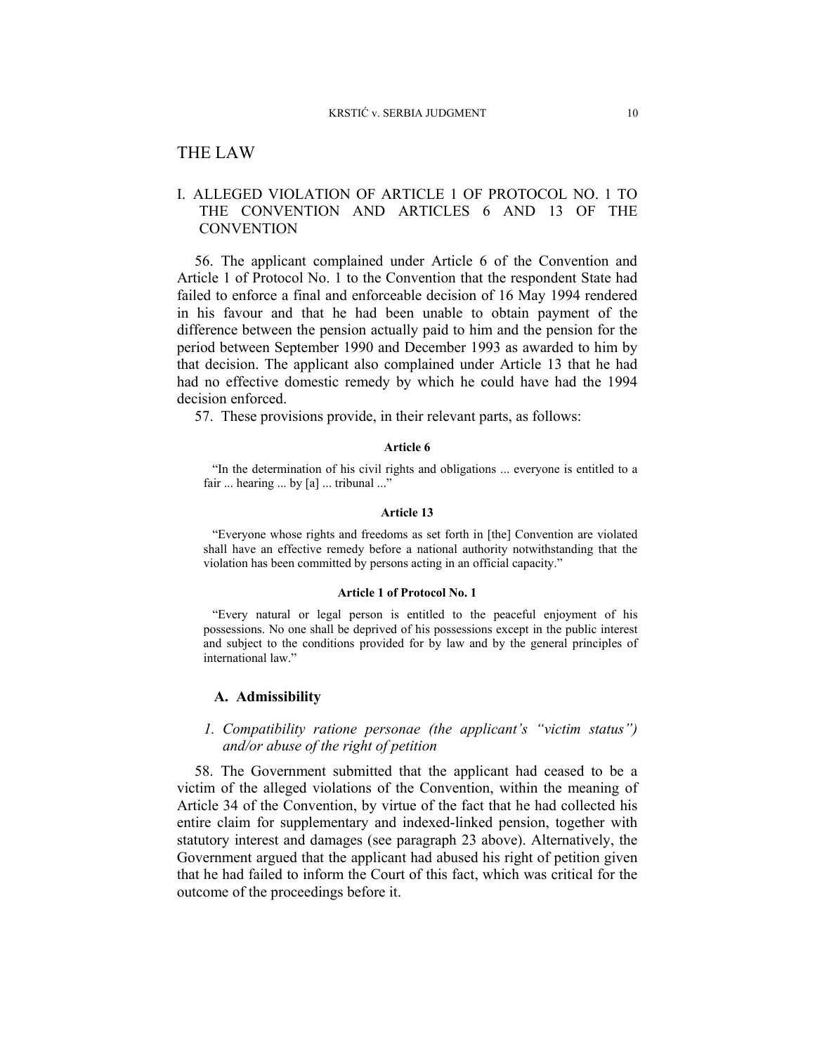# THE LAW

## I. ALLEGED VIOLATION OF ARTICLE 1 OF PROTOCOL NO. 1 TO THE CONVENTION AND ARTICLES 6 AND 13 OF THE CONVENTION

56. The applicant complained under Article 6 of the Convention and Article 1 of Protocol No. 1 to the Convention that the respondent State had failed to enforce a final and enforceable decision of 16 May 1994 rendered in his favour and that he had been unable to obtain payment of the difference between the pension actually paid to him and the pension for the period between September 1990 and December 1993 as awarded to him by that decision. The applicant also complained under Article 13 that he had had no effective domestic remedy by which he could have had the 1994 decision enforced.

57. These provisions provide, in their relevant parts, as follows:

**Article 6**

> "In the determination of his civil rights and obligations ... everyone is entitled to a fair ... hearing ... by [a] ... tribunal ..."

**Article 13**

> "Everyone whose rights and freedoms as set forth in [the] Convention are violated shall have an effective remedy before a national authority notwithstanding that the violation has been committed by persons acting in an official capacity."

**Article 1 of Protocol No. 1**

> "Every natural or legal person is entitled to the peaceful enjoyment of his possessions. No one shall be deprived of his possessions except in the public interest and subject to the conditions provided for by law and by the general principles of international law."

### A. Admissibility

#### *1. Compatibility ratione personae (the applicant's "victim status") and/or abuse of the right of petition*

58. The Government submitted that the applicant had ceased to be a victim of the alleged violations of the Convention, within the meaning of Article 34 of the Convention, by virtue of the fact that he had collected his entire claim for supplementary and indexed-linked pension, together with statutory interest and damages (see paragraph 23 above). Alternatively, the Government argued that the applicant had abused his right of petition given that he had failed to inform the Court of this fact, which was critical for the outcome of the proceedings before it.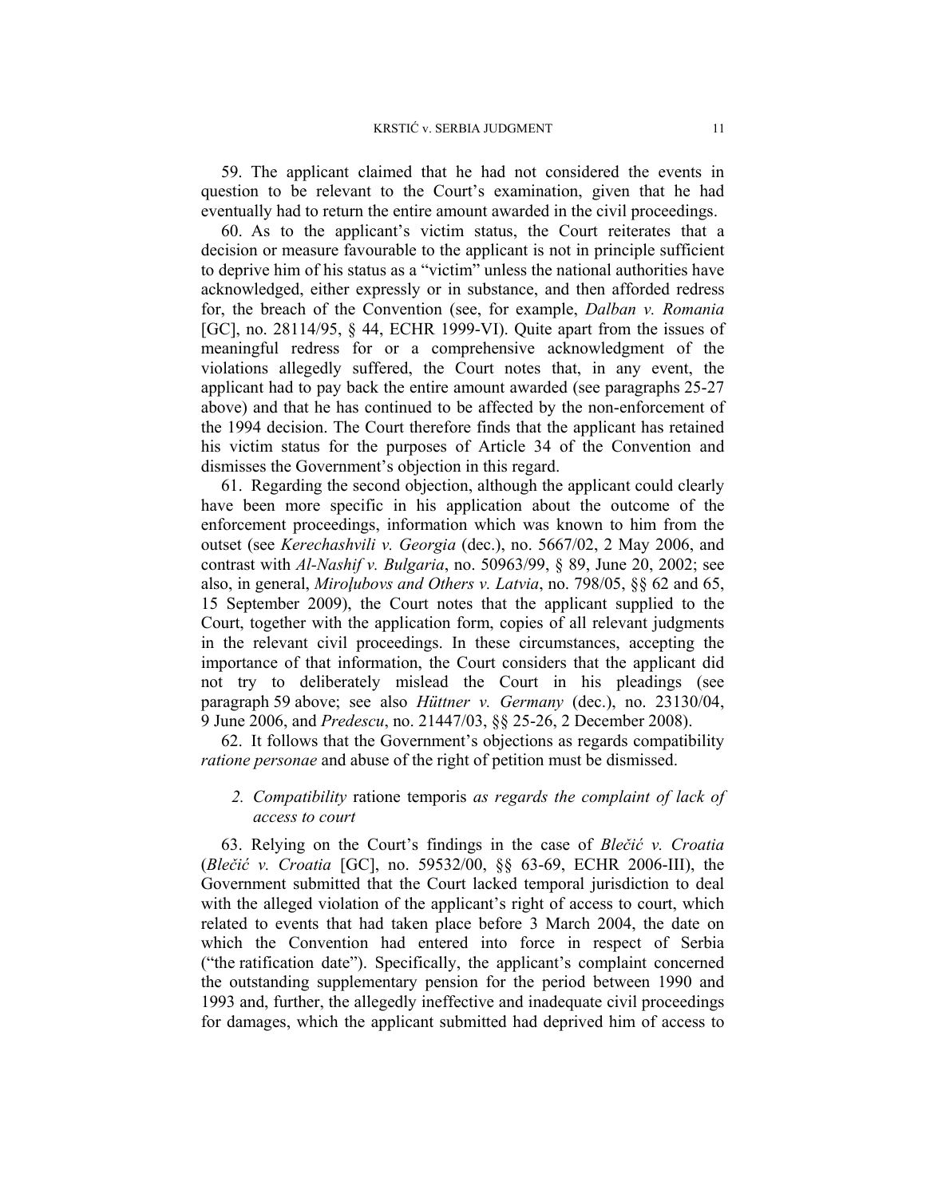59. The applicant claimed that he had not considered the events in question to be relevant to the Court's examination, given that he had eventually had to return the entire amount awarded in the civil proceedings.

60. As to the applicant's victim status, the Court reiterates that a decision or measure favourable to the applicant is not in principle sufficient to deprive him of his status as a "victim" unless the national authorities have acknowledged, either expressly or in substance, and then afforded redress for, the breach of the Convention (see, for example, *Dalban v. Romania* [GC], no. 28114/95, § 44, ECHR 1999-VI). Quite apart from the issues of meaningful redress for or a comprehensive acknowledgment of the violations allegedly suffered, the Court notes that, in any event, the applicant had to pay back the entire amount awarded (see paragraphs 25-27 above) and that he has continued to be affected by the non-enforcement of the 1994 decision. The Court therefore finds that the applicant has retained his victim status for the purposes of Article 34 of the Convention and dismisses the Government's objection in this regard.

61. Regarding the second objection, although the applicant could clearly have been more specific in his application about the outcome of the enforcement proceedings, information which was known to him from the outset (see *Kerechashvili v. Georgia* (dec.), no. 5667/02, 2 May 2006, and contrast with *Al-Nashif v. Bulgaria*, no. 50963/99, § 89, June 20, 2002; see also, in general, *Miroļubovs and Others v. Latvia*, no. 798/05, §§ 62 and 65, 15 September 2009), the Court notes that the applicant supplied to the Court, together with the application form, copies of all relevant judgments in the relevant civil proceedings. In these circumstances, accepting the importance of that information, the Court considers that the applicant did not try to deliberately mislead the Court in his pleadings (see paragraph 59 above; see also *Hüttner v. Germany* (dec.), no. 23130/04, 9 June 2006, and *Predescu*, no. 21447/03, §§ 25-26, 2 December 2008).

62. It follows that the Government's objections as regards compatibility *ratione personae* and abuse of the right of petition must be dismissed.

### 2. *Compatibility* ratione temporis *as regards the complaint of lack of access to court*

63. Relying on the Court's findings in the case of *Blečić v. Croatia* (*Blečić v. Croatia* [GC], no. 59532/00, §§ 63-69, ECHR 2006-III), the Government submitted that the Court lacked temporal jurisdiction to deal with the alleged violation of the applicant's right of access to court, which related to events that had taken place before 3 March 2004, the date on which the Convention had entered into force in respect of Serbia ("the ratification date"). Specifically, the applicant's complaint concerned the outstanding supplementary pension for the period between 1990 and 1993 and, further, the allegedly ineffective and inadequate civil proceedings for damages, which the applicant submitted had deprived him of access to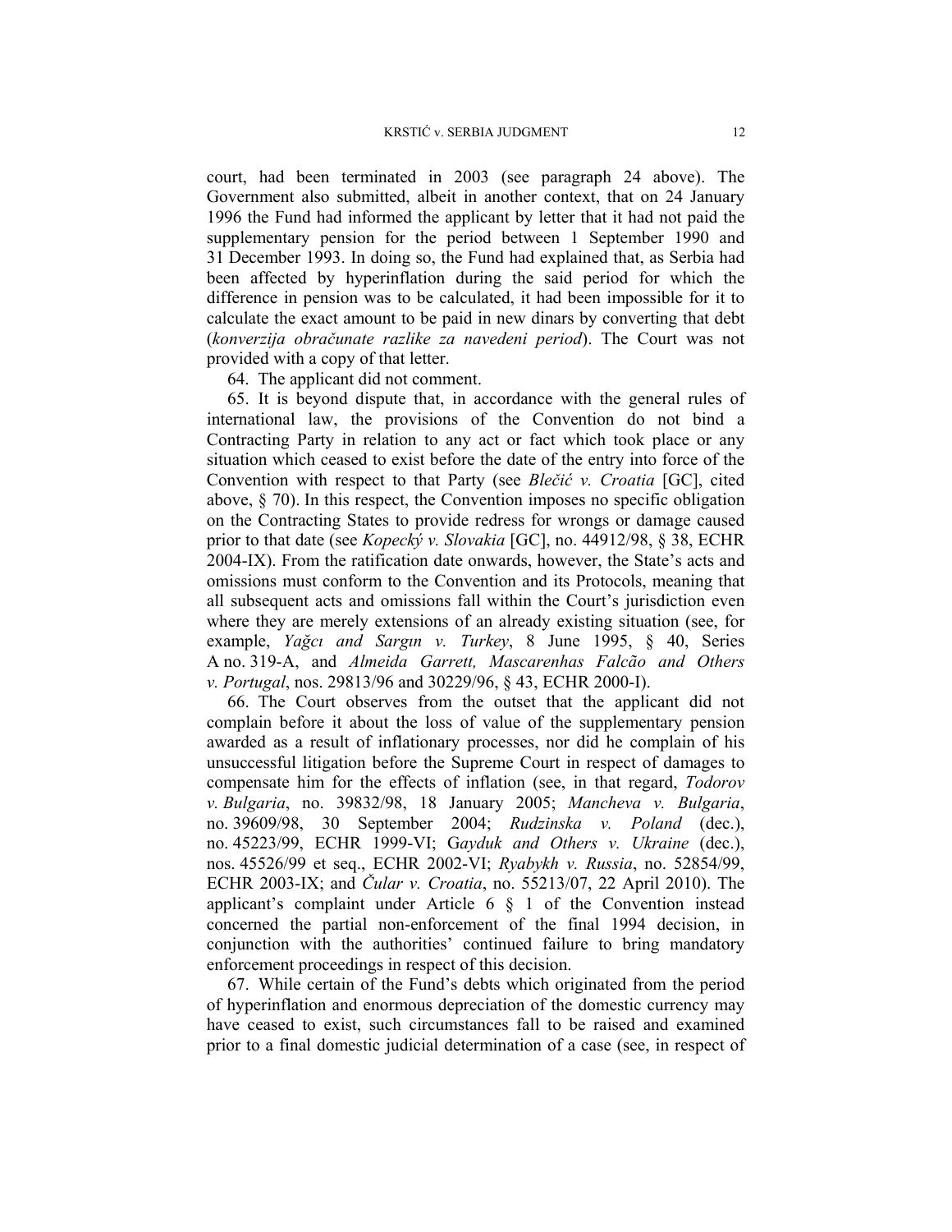court, had been terminated in 2003 (see paragraph 24 above). The Government also submitted, albeit in another context, that on 24 January 1996 the Fund had informed the applicant by letter that it had not paid the supplementary pension for the period between 1 September 1990 and 31 December 1993. In doing so, the Fund had explained that, as Serbia had been affected by hyperinflation during the said period for which the difference in pension was to be calculated, it had been impossible for it to calculate the exact amount to be paid in new dinars by converting that debt (*konverzija obračunate razlike za navedeni period*). The Court was not provided with a copy of that letter.

64. The applicant did not comment.

65. It is beyond dispute that, in accordance with the general rules of international law, the provisions of the Convention do not bind a Contracting Party in relation to any act or fact which took place or any situation which ceased to exist before the date of the entry into force of the Convention with respect to that Party (see *Blečić v. Croatia* [GC], cited above, § 70). In this respect, the Convention imposes no specific obligation on the Contracting States to provide redress for wrongs or damage caused prior to that date (see *Kopecký v. Slovakia* [GC], no. 44912/98, § 38, ECHR 2004-IX). From the ratification date onwards, however, the State's acts and omissions must conform to the Convention and its Protocols, meaning that all subsequent acts and omissions fall within the Court's jurisdiction even where they are merely extensions of an already existing situation (see, for example, *Yağcı and Sargın v. Turkey*, 8 June 1995, § 40, Series A no. 319-A, and *Almeida Garrett, Mascarenhas Falcão and Others v. Portugal*, nos. 29813/96 and 30229/96, § 43, ECHR 2000-I).

66. The Court observes from the outset that the applicant did not complain before it about the loss of value of the supplementary pension awarded as a result of inflationary processes, nor did he complain of his unsuccessful litigation before the Supreme Court in respect of damages to compensate him for the effects of inflation (see, in that regard, *Todorov v. Bulgaria*, no. 39832/98, 18 January 2005; *Mancheva v. Bulgaria*, no. 39609/98, 30 September 2004; *Rudzinska v. Poland* (dec.), no. 45223/99, ECHR 1999-VI; G*ayduk and Others v. Ukraine* (dec.), nos. 45526/99 et seq., ECHR 2002-VI; *Ryabykh v. Russia*, no. 52854/99, ECHR 2003-IX; and *Čular v. Croatia*, no. 55213/07, 22 April 2010). The applicant's complaint under Article 6 § 1 of the Convention instead concerned the partial non-enforcement of the final 1994 decision, in conjunction with the authorities' continued failure to bring mandatory enforcement proceedings in respect of this decision.

67. While certain of the Fund's debts which originated from the period of hyperinflation and enormous depreciation of the domestic currency may have ceased to exist, such circumstances fall to be raised and examined prior to a final domestic judicial determination of a case (see, in respect of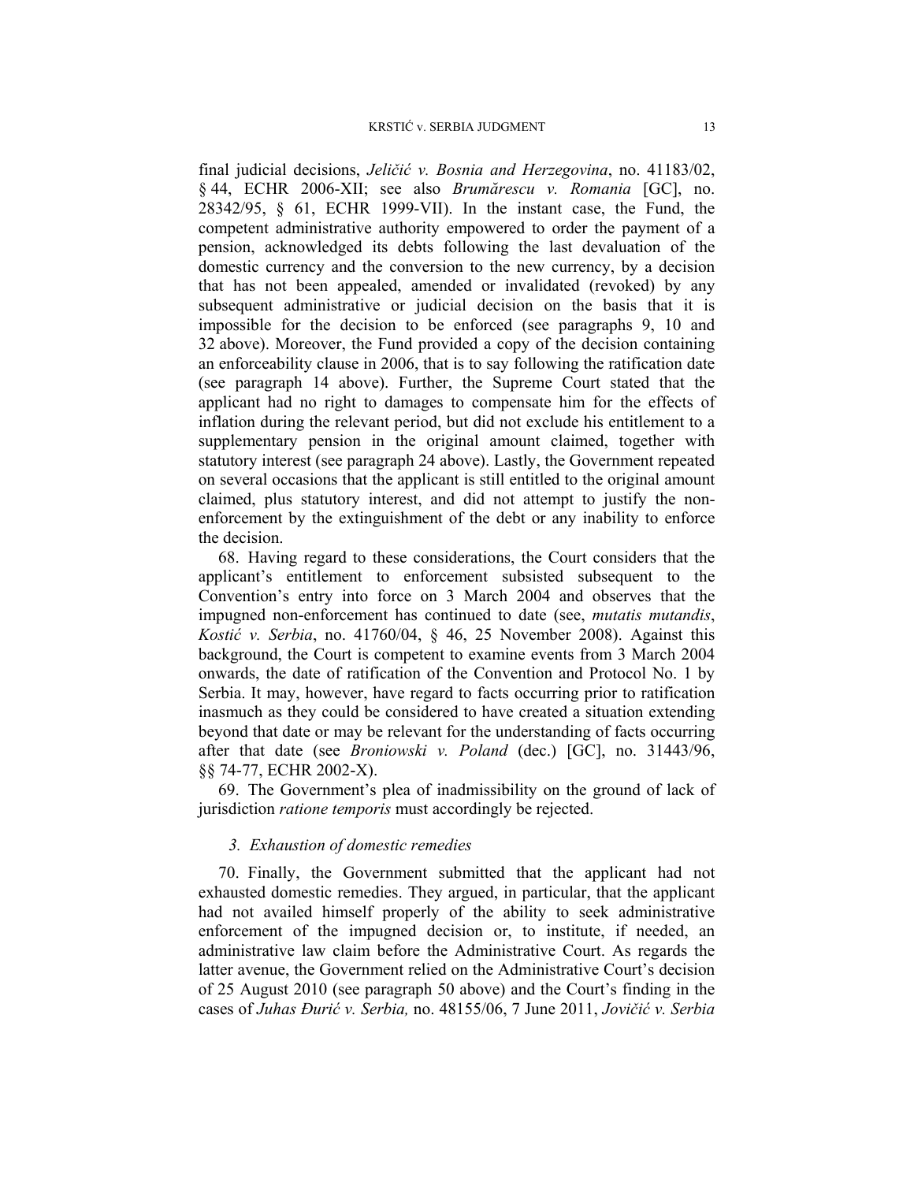final judicial decisions, *Jeličić v. Bosnia and Herzegovina*, no. 41183/02, § 44, ECHR 2006-XII; see also *Brumărescu v. Romania* [GC], no. 28342/95, § 61, ECHR 1999-VII). In the instant case, the Fund, the competent administrative authority empowered to order the payment of a pension, acknowledged its debts following the last devaluation of the domestic currency and the conversion to the new currency, by a decision that has not been appealed, amended or invalidated (revoked) by any subsequent administrative or judicial decision on the basis that it is impossible for the decision to be enforced (see paragraphs 9, 10 and 32 above). Moreover, the Fund provided a copy of the decision containing an enforceability clause in 2006, that is to say following the ratification date (see paragraph 14 above). Further, the Supreme Court stated that the applicant had no right to damages to compensate him for the effects of inflation during the relevant period, but did not exclude his entitlement to a supplementary pension in the original amount claimed, together with statutory interest (see paragraph 24 above). Lastly, the Government repeated on several occasions that the applicant is still entitled to the original amount claimed, plus statutory interest, and did not attempt to justify the non-enforcement by the extinguishment of the debt or any inability to enforce the decision.

68. Having regard to these considerations, the Court considers that the applicant's entitlement to enforcement subsisted subsequent to the Convention's entry into force on 3 March 2004 and observes that the impugned non-enforcement has continued to date (see, *mutatis mutandis*, *Kostić v. Serbia*, no. 41760/04, § 46, 25 November 2008). Against this background, the Court is competent to examine events from 3 March 2004 onwards, the date of ratification of the Convention and Protocol No. 1 by Serbia. It may, however, have regard to facts occurring prior to ratification inasmuch as they could be considered to have created a situation extending beyond that date or may be relevant for the understanding of facts occurring after that date (see *Broniowski v. Poland* (dec.) [GC], no. 31443/96, §§ 74-77, ECHR 2002-X).

69. The Government's plea of inadmissibility on the ground of lack of jurisdiction *ratione temporis* must accordingly be rejected.

### *3. Exhaustion of domestic remedies*

70. Finally, the Government submitted that the applicant had not exhausted domestic remedies. They argued, in particular, that the applicant had not availed himself properly of the ability to seek administrative enforcement of the impugned decision or, to institute, if needed, an administrative law claim before the Administrative Court. As regards the latter avenue, the Government relied on the Administrative Court's decision of 25 August 2010 (see paragraph 50 above) and the Court's finding in the cases of *Juhas Đurić v. Serbia,* no. 48155/06, 7 June 2011, *Jovičić v. Serbia*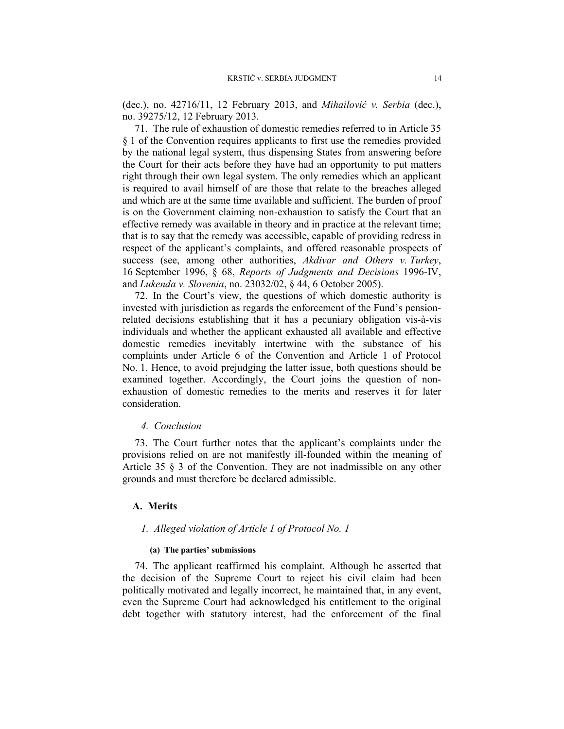(dec.), no. 42716/11, 12 February 2013, and *Mihailović v. Serbia* (dec.), no. 39275/12, 12 February 2013.

71. The rule of exhaustion of domestic remedies referred to in Article 35 § 1 of the Convention requires applicants to first use the remedies provided by the national legal system, thus dispensing States from answering before the Court for their acts before they have had an opportunity to put matters right through their own legal system. The only remedies which an applicant is required to avail himself of are those that relate to the breaches alleged and which are at the same time available and sufficient. The burden of proof is on the Government claiming non-exhaustion to satisfy the Court that an effective remedy was available in theory and in practice at the relevant time; that is to say that the remedy was accessible, capable of providing redress in respect of the applicant's complaints, and offered reasonable prospects of success (see, among other authorities, *Akdivar and Others v. Turkey*, 16 September 1996, § 68, *Reports of Judgments and Decisions* 1996-IV, and *Lukenda v. Slovenia*, no. 23032/02, § 44, 6 October 2005).

72. In the Court's view, the questions of which domestic authority is invested with jurisdiction as regards the enforcement of the Fund's pension-related decisions establishing that it has a pecuniary obligation vis-à-vis individuals and whether the applicant exhausted all available and effective domestic remedies inevitably intertwine with the substance of his complaints under Article 6 of the Convention and Article 1 of Protocol No. 1. Hence, to avoid prejudging the latter issue, both questions should be examined together. Accordingly, the Court joins the question of non-exhaustion of domestic remedies to the merits and reserves it for later consideration.

#### *4. Conclusion*

73. The Court further notes that the applicant's complaints under the provisions relied on are not manifestly ill-founded within the meaning of Article 35 § 3 of the Convention. They are not inadmissible on any other grounds and must therefore be declared admissible.

## A. Merits

### *1. Alleged violation of Article 1 of Protocol No. 1*

#### (a) The parties' submissions

74. The applicant reaffirmed his complaint. Although he asserted that the decision of the Supreme Court to reject his civil claim had been politically motivated and legally incorrect, he maintained that, in any event, even the Supreme Court had acknowledged his entitlement to the original debt together with statutory interest, had the enforcement of the final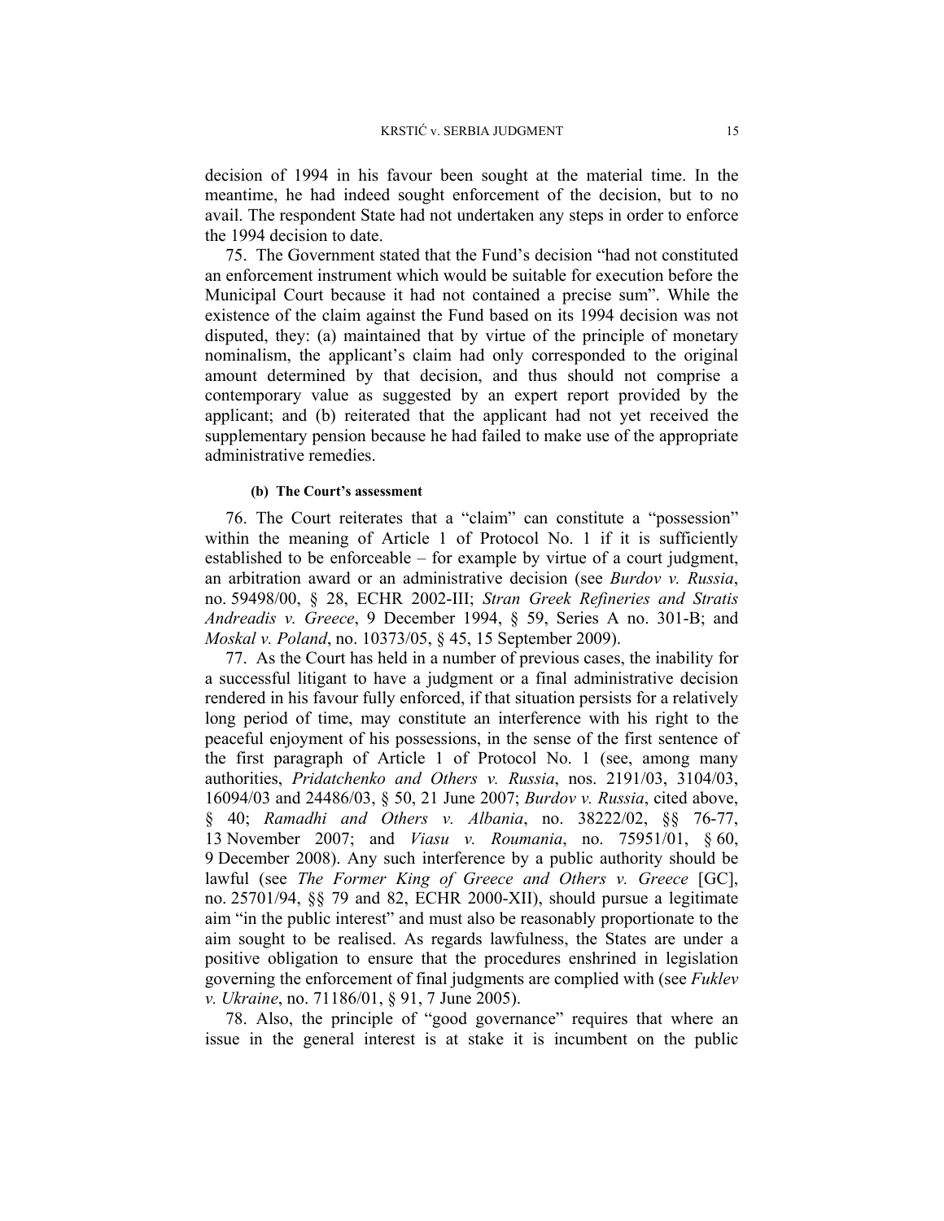decision of 1994 in his favour been sought at the material time. In the meantime, he had indeed sought enforcement of the decision, but to no avail. The respondent State had not undertaken any steps in order to enforce the 1994 decision to date.

75. The Government stated that the Fund's decision "had not constituted an enforcement instrument which would be suitable for execution before the Municipal Court because it had not contained a precise sum". While the existence of the claim against the Fund based on its 1994 decision was not disputed, they: (a) maintained that by virtue of the principle of monetary nominalism, the applicant's claim had only corresponded to the original amount determined by that decision, and thus should not comprise a contemporary value as suggested by an expert report provided by the applicant; and (b) reiterated that the applicant had not yet received the supplementary pension because he had failed to make use of the appropriate administrative remedies.

#### (b) The Court's assessment

76. The Court reiterates that a "claim" can constitute a "possession" within the meaning of Article 1 of Protocol No. 1 if it is sufficiently established to be enforceable – for example by virtue of a court judgment, an arbitration award or an administrative decision (see *Burdov v. Russia*, no. 59498/00, § 28, ECHR 2002-III; *Stran Greek Refineries and Stratis Andreadis v. Greece*, 9 December 1994, § 59, Series A no. 301-B; and *Moskal v. Poland*, no. 10373/05, § 45, 15 September 2009).

77. As the Court has held in a number of previous cases, the inability for a successful litigant to have a judgment or a final administrative decision rendered in his favour fully enforced, if that situation persists for a relatively long period of time, may constitute an interference with his right to the peaceful enjoyment of his possessions, in the sense of the first sentence of the first paragraph of Article 1 of Protocol No. 1 (see, among many authorities, *Pridatchenko and Others v. Russia*, nos. 2191/03, 3104/03, 16094/03 and 24486/03, § 50, 21 June 2007; *Burdov v. Russia*, cited above, § 40; *Ramadhi and Others v. Albania*, no. 38222/02, §§ 76-77, 13 November 2007; and *Viasu v. Roumania*, no. 75951/01, § 60, 9 December 2008). Any such interference by a public authority should be lawful (see *The Former King of Greece and Others v. Greece* [GC], no. 25701/94, §§ 79 and 82, ECHR 2000-XII), should pursue a legitimate aim "in the public interest" and must also be reasonably proportionate to the aim sought to be realised. As regards lawfulness, the States are under a positive obligation to ensure that the procedures enshrined in legislation governing the enforcement of final judgments are complied with (see *Fuklev v. Ukraine*, no. 71186/01, § 91, 7 June 2005).

78. Also, the principle of "good governance" requires that where an issue in the general interest is at stake it is incumbent on the public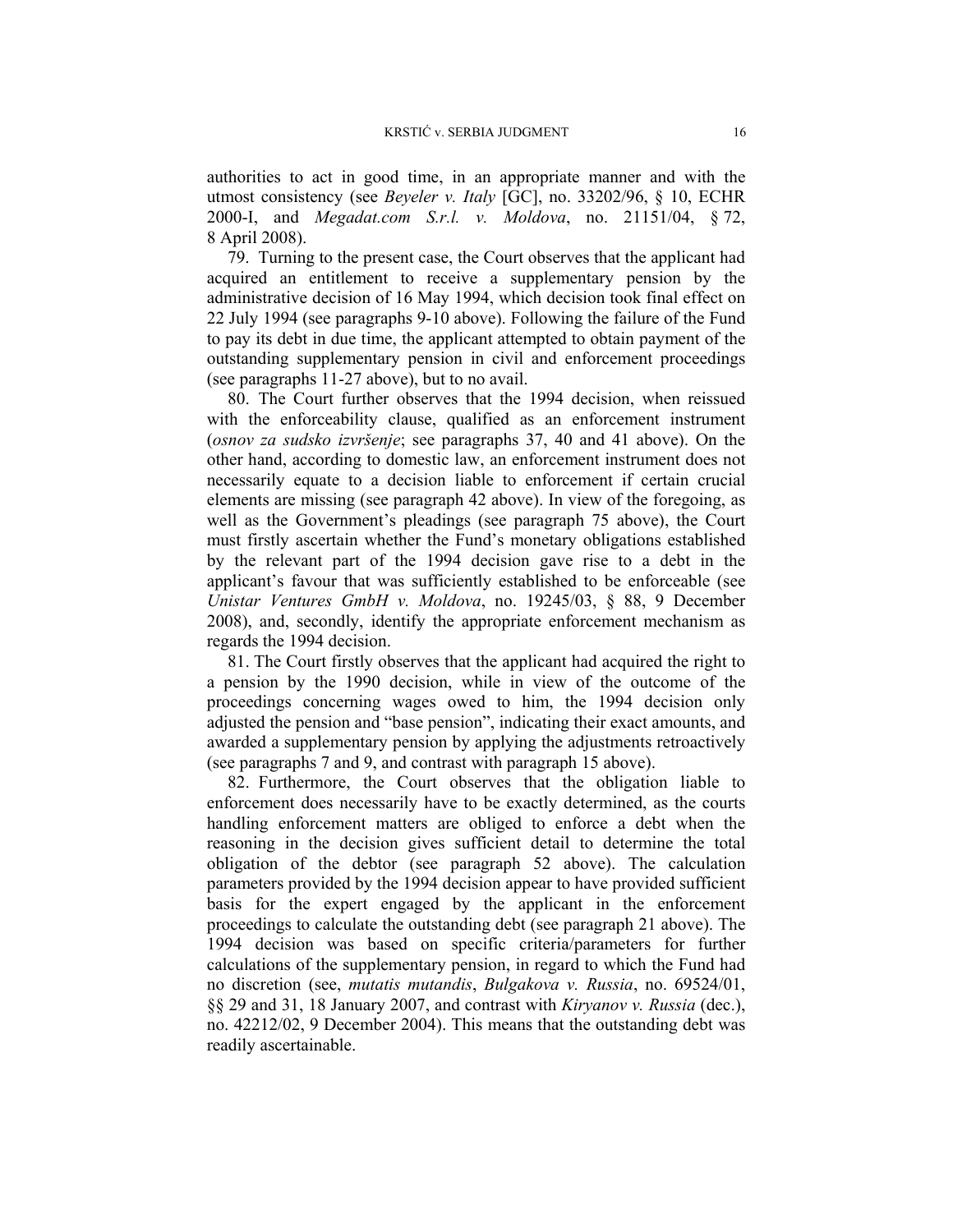authorities to act in good time, in an appropriate manner and with the utmost consistency (see *Beyeler v. Italy* [GC], no. 33202/96, § 10, ECHR 2000-I, and *Megadat.com S.r.l. v. Moldova*, no. 21151/04, § 72, 8 April 2008).

79. Turning to the present case, the Court observes that the applicant had acquired an entitlement to receive a supplementary pension by the administrative decision of 16 May 1994, which decision took final effect on 22 July 1994 (see paragraphs 9-10 above). Following the failure of the Fund to pay its debt in due time, the applicant attempted to obtain payment of the outstanding supplementary pension in civil and enforcement proceedings (see paragraphs 11-27 above), but to no avail.

80. The Court further observes that the 1994 decision, when reissued with the enforceability clause, qualified as an enforcement instrument (*osnov za sudsko izvršenje*; see paragraphs 37, 40 and 41 above). On the other hand, according to domestic law, an enforcement instrument does not necessarily equate to a decision liable to enforcement if certain crucial elements are missing (see paragraph 42 above). In view of the foregoing, as well as the Government's pleadings (see paragraph 75 above), the Court must firstly ascertain whether the Fund's monetary obligations established by the relevant part of the 1994 decision gave rise to a debt in the applicant's favour that was sufficiently established to be enforceable (see *Unistar Ventures GmbH v. Moldova*, no. 19245/03, § 88, 9 December 2008), and, secondly, identify the appropriate enforcement mechanism as regards the 1994 decision.

81. The Court firstly observes that the applicant had acquired the right to a pension by the 1990 decision, while in view of the outcome of the proceedings concerning wages owed to him, the 1994 decision only adjusted the pension and "base pension", indicating their exact amounts, and awarded a supplementary pension by applying the adjustments retroactively (see paragraphs 7 and 9, and contrast with paragraph 15 above).

82. Furthermore, the Court observes that the obligation liable to enforcement does necessarily have to be exactly determined, as the courts handling enforcement matters are obliged to enforce a debt when the reasoning in the decision gives sufficient detail to determine the total obligation of the debtor (see paragraph 52 above). The calculation parameters provided by the 1994 decision appear to have provided sufficient basis for the expert engaged by the applicant in the enforcement proceedings to calculate the outstanding debt (see paragraph 21 above). The 1994 decision was based on specific criteria/parameters for further calculations of the supplementary pension, in regard to which the Fund had no discretion (see, *mutatis mutandis*, *Bulgakova v. Russia*, no. 69524/01, §§ 29 and 31, 18 January 2007, and contrast with *Kiryanov v. Russia* (dec.), no. 42212/02, 9 December 2004). This means that the outstanding debt was readily ascertainable.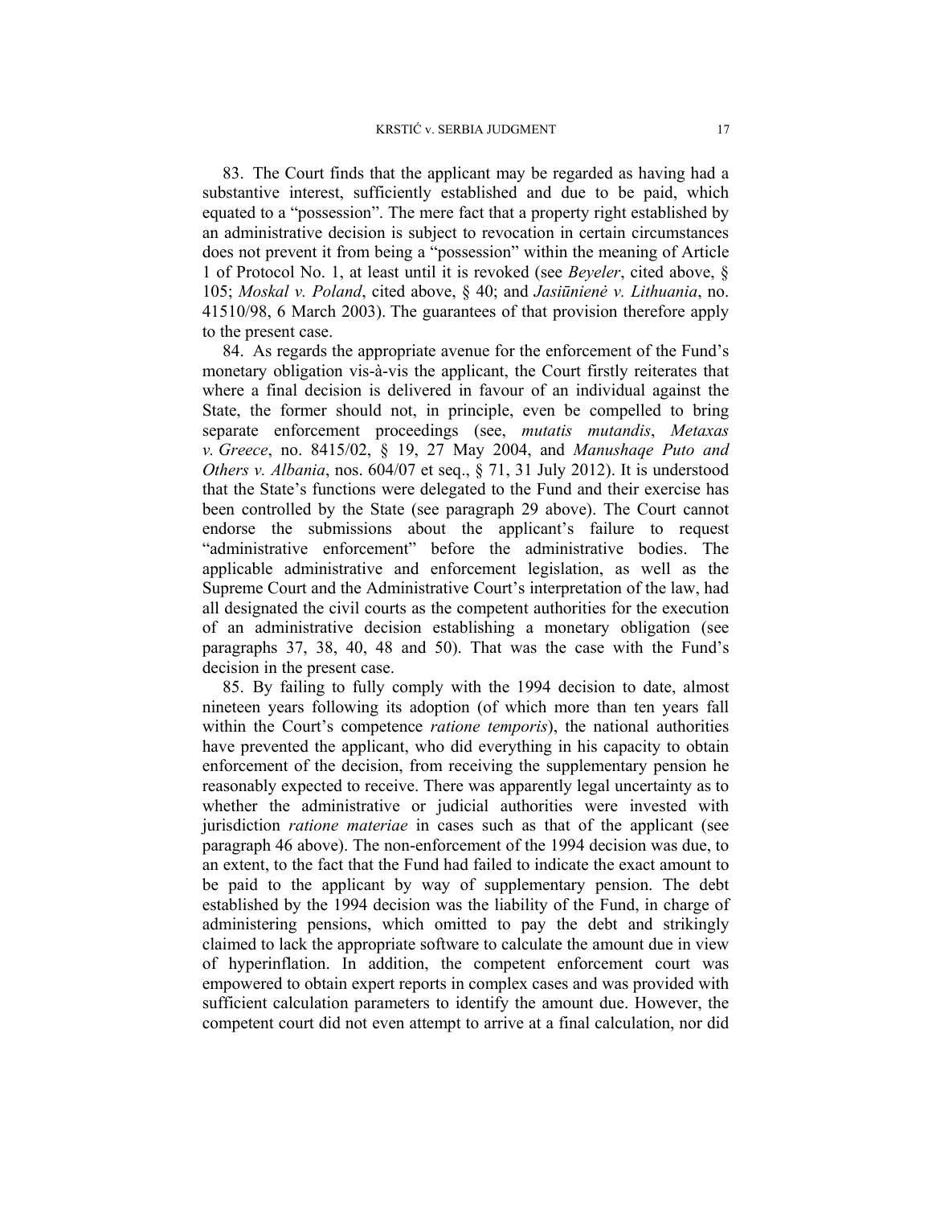83. The Court finds that the applicant may be regarded as having had a substantive interest, sufficiently established and due to be paid, which equated to a "possession". The mere fact that a property right established by an administrative decision is subject to revocation in certain circumstances does not prevent it from being a "possession" within the meaning of Article 1 of Protocol No. 1, at least until it is revoked (see *Beyeler*, cited above, § 105; *Moskal v. Poland*, cited above, § 40; and *Jasiūnienė v. Lithuania*, no. 41510/98, 6 March 2003). The guarantees of that provision therefore apply to the present case.

84. As regards the appropriate avenue for the enforcement of the Fund's monetary obligation vis-à-vis the applicant, the Court firstly reiterates that where a final decision is delivered in favour of an individual against the State, the former should not, in principle, even be compelled to bring separate enforcement proceedings (see, *mutatis mutandis*, *Metaxas v. Greece*, no. 8415/02, § 19, 27 May 2004, and *Manushaqe Puto and Others v. Albania*, nos. 604/07 et seq., § 71, 31 July 2012). It is understood that the State's functions were delegated to the Fund and their exercise has been controlled by the State (see paragraph 29 above). The Court cannot endorse the submissions about the applicant's failure to request "administrative enforcement" before the administrative bodies. The applicable administrative and enforcement legislation, as well as the Supreme Court and the Administrative Court's interpretation of the law, had all designated the civil courts as the competent authorities for the execution of an administrative decision establishing a monetary obligation (see paragraphs 37, 38, 40, 48 and 50). That was the case with the Fund's decision in the present case.

85. By failing to fully comply with the 1994 decision to date, almost nineteen years following its adoption (of which more than ten years fall within the Court's competence *ratione temporis*), the national authorities have prevented the applicant, who did everything in his capacity to obtain enforcement of the decision, from receiving the supplementary pension he reasonably expected to receive. There was apparently legal uncertainty as to whether the administrative or judicial authorities were invested with jurisdiction *ratione materiae* in cases such as that of the applicant (see paragraph 46 above). The non-enforcement of the 1994 decision was due, to an extent, to the fact that the Fund had failed to indicate the exact amount to be paid to the applicant by way of supplementary pension. The debt established by the 1994 decision was the liability of the Fund, in charge of administering pensions, which omitted to pay the debt and strikingly claimed to lack the appropriate software to calculate the amount due in view of hyperinflation. In addition, the competent enforcement court was empowered to obtain expert reports in complex cases and was provided with sufficient calculation parameters to identify the amount due. However, the competent court did not even attempt to arrive at a final calculation, nor did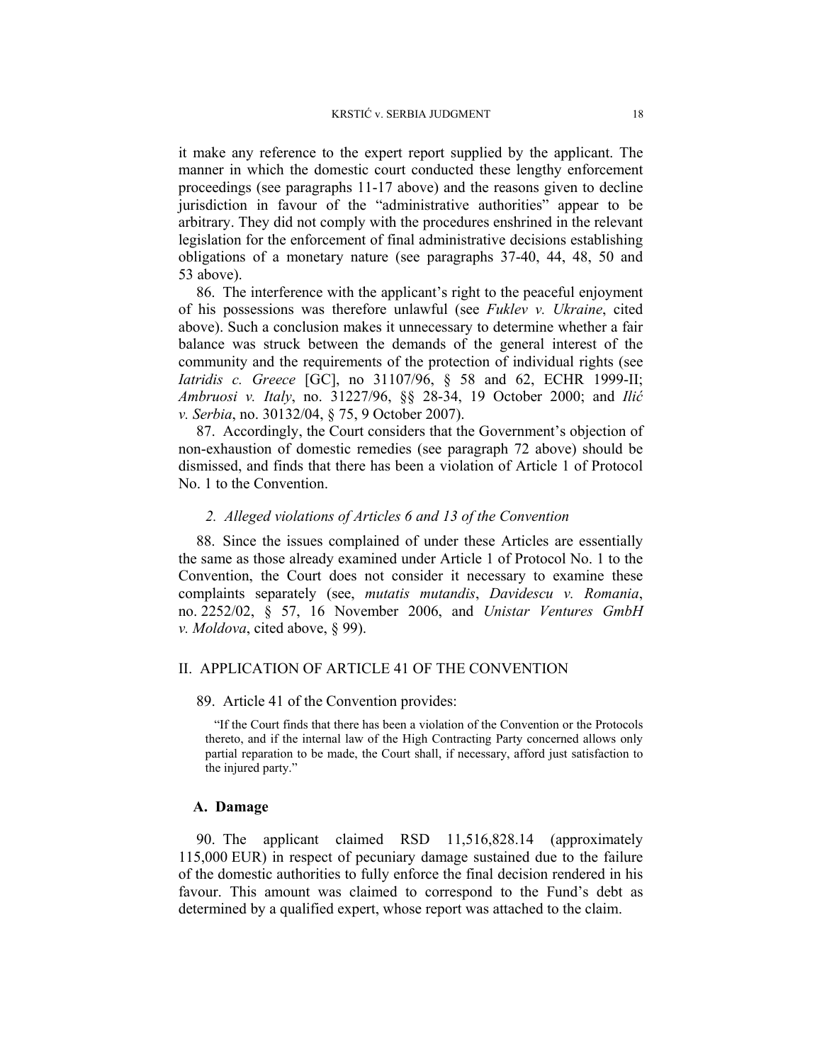it make any reference to the expert report supplied by the applicant. The manner in which the domestic court conducted these lengthy enforcement proceedings (see paragraphs 11-17 above) and the reasons given to decline jurisdiction in favour of the "administrative authorities" appear to be arbitrary. They did not comply with the procedures enshrined in the relevant legislation for the enforcement of final administrative decisions establishing obligations of a monetary nature (see paragraphs 37-40, 44, 48, 50 and 53 above).

86. The interference with the applicant's right to the peaceful enjoyment of his possessions was therefore unlawful (see *Fuklev v. Ukraine*, cited above). Such a conclusion makes it unnecessary to determine whether a fair balance was struck between the demands of the general interest of the community and the requirements of the protection of individual rights (see *Iatridis c. Greece* [GC], no 31107/96, § 58 and 62, ECHR 1999-II; *Ambruosi v. Italy*, no. 31227/96, §§ 28-34, 19 October 2000; and *Ilić v. Serbia*, no. 30132/04, § 75, 9 October 2007).

87. Accordingly, the Court considers that the Government's objection of non-exhaustion of domestic remedies (see paragraph 72 above) should be dismissed, and finds that there has been a violation of Article 1 of Protocol No. 1 to the Convention.

### *2. Alleged violations of Articles 6 and 13 of the Convention*

88. Since the issues complained of under these Articles are essentially the same as those already examined under Article 1 of Protocol No. 1 to the Convention, the Court does not consider it necessary to examine these complaints separately (see, *mutatis mutandis*, *Davidescu v. Romania*, no. 2252/02, § 57, 16 November 2006, and *Unistar Ventures GmbH v. Moldova*, cited above, § 99).

## II. APPLICATION OF ARTICLE 41 OF THE CONVENTION

89. Article 41 of the Convention provides:

> "If the Court finds that there has been a violation of the Convention or the Protocols thereto, and if the internal law of the High Contracting Party concerned allows only partial reparation to be made, the Court shall, if necessary, afford just satisfaction to the injured party."

### A. Damage

90. The applicant claimed RSD 11,516,828.14 (approximately 115,000 EUR) in respect of pecuniary damage sustained due to the failure of the domestic authorities to fully enforce the final decision rendered in his favour. This amount was claimed to correspond to the Fund's debt as determined by a qualified expert, whose report was attached to the claim.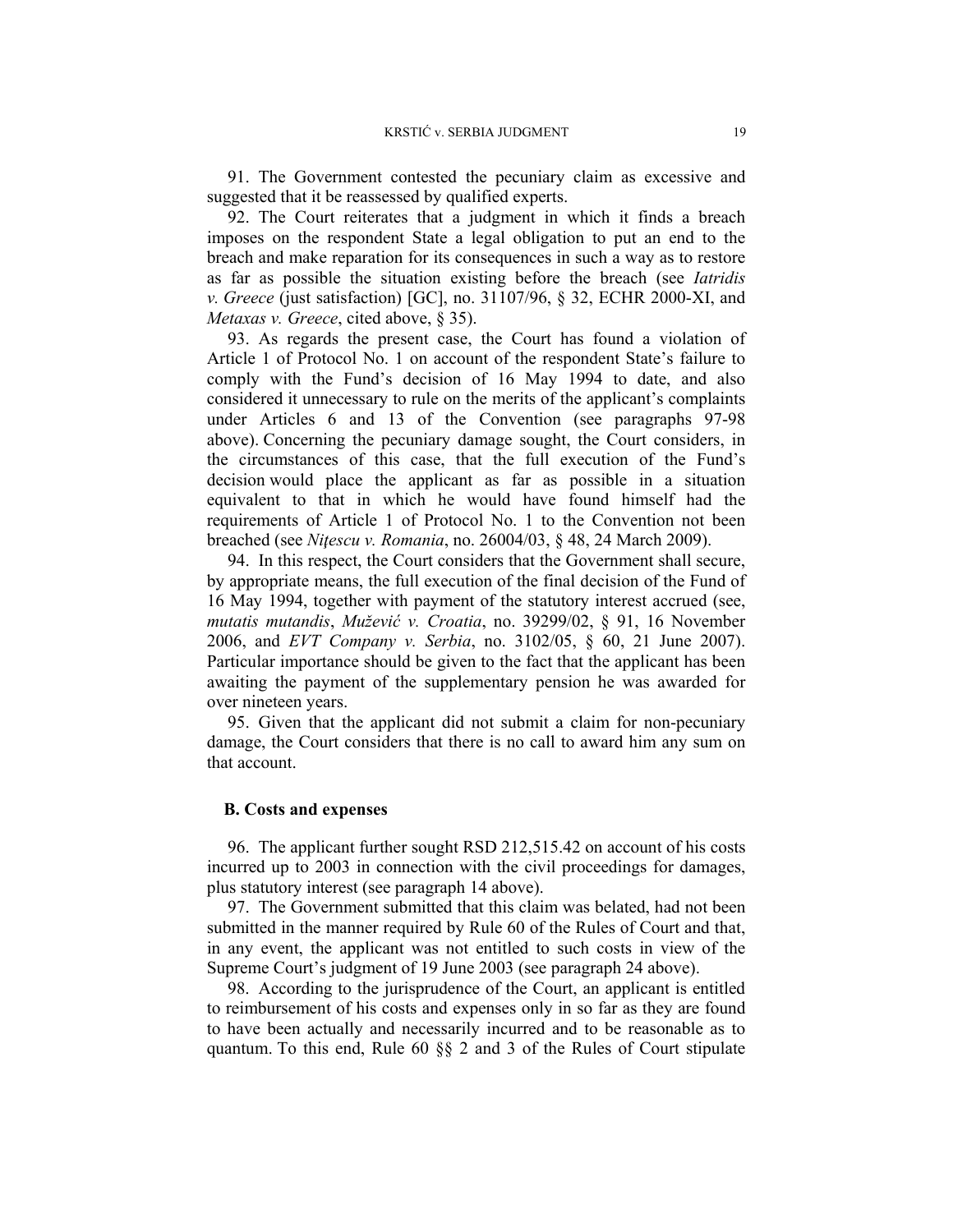91. The Government contested the pecuniary claim as excessive and suggested that it be reassessed by qualified experts.

92. The Court reiterates that a judgment in which it finds a breach imposes on the respondent State a legal obligation to put an end to the breach and make reparation for its consequences in such a way as to restore as far as possible the situation existing before the breach (see *Iatridis v. Greece* (just satisfaction) [GC], no. 31107/96, § 32, ECHR 2000-XI, and *Metaxas v. Greece*, cited above, § 35).

93. As regards the present case, the Court has found a violation of Article 1 of Protocol No. 1 on account of the respondent State's failure to comply with the Fund's decision of 16 May 1994 to date, and also considered it unnecessary to rule on the merits of the applicant's complaints under Articles 6 and 13 of the Convention (see paragraphs 97-98 above). Concerning the pecuniary damage sought, the Court considers, in the circumstances of this case, that the full execution of the Fund's decision would place the applicant as far as possible in a situation equivalent to that in which he would have found himself had the requirements of Article 1 of Protocol No. 1 to the Convention not been breached (see *Niţescu v. Romania*, no. 26004/03, § 48, 24 March 2009).

94. In this respect, the Court considers that the Government shall secure, by appropriate means, the full execution of the final decision of the Fund of 16 May 1994, together with payment of the statutory interest accrued (see, *mutatis mutandis*, *Mužević v. Croatia*, no. 39299/02, § 91, 16 November 2006, and *EVT Company v. Serbia*, no. 3102/05, § 60, 21 June 2007). Particular importance should be given to the fact that the applicant has been awaiting the payment of the supplementary pension he was awarded for over nineteen years.

95. Given that the applicant did not submit a claim for non-pecuniary damage, the Court considers that there is no call to award him any sum on that account.

### B. Costs and expenses

96. The applicant further sought RSD 212,515.42 on account of his costs incurred up to 2003 in connection with the civil proceedings for damages, plus statutory interest (see paragraph 14 above).

97. The Government submitted that this claim was belated, had not been submitted in the manner required by Rule 60 of the Rules of Court and that, in any event, the applicant was not entitled to such costs in view of the Supreme Court's judgment of 19 June 2003 (see paragraph 24 above).

98. According to the jurisprudence of the Court, an applicant is entitled to reimbursement of his costs and expenses only in so far as they are found to have been actually and necessarily incurred and to be reasonable as to quantum. To this end, Rule 60 §§ 2 and 3 of the Rules of Court stipulate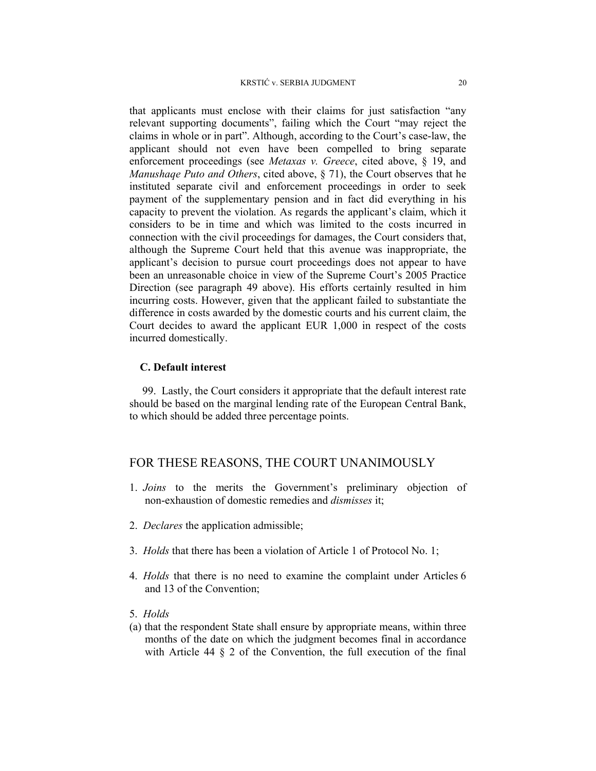that applicants must enclose with their claims for just satisfaction "any relevant supporting documents", failing which the Court "may reject the claims in whole or in part". Although, according to the Court's case-law, the applicant should not even have been compelled to bring separate enforcement proceedings (see *Metaxas v. Greece*, cited above, § 19, and *Manushaqe Puto and Others*, cited above, § 71), the Court observes that he instituted separate civil and enforcement proceedings in order to seek payment of the supplementary pension and in fact did everything in his capacity to prevent the violation. As regards the applicant's claim, which it considers to be in time and which was limited to the costs incurred in connection with the civil proceedings for damages, the Court considers that, although the Supreme Court held that this avenue was inappropriate, the applicant's decision to pursue court proceedings does not appear to have been an unreasonable choice in view of the Supreme Court's 2005 Practice Direction (see paragraph 49 above). His efforts certainly resulted in him incurring costs. However, given that the applicant failed to substantiate the difference in costs awarded by the domestic courts and his current claim, the Court decides to award the applicant EUR 1,000 in respect of the costs incurred domestically.

### C. Default interest

99. Lastly, the Court considers it appropriate that the default interest rate should be based on the marginal lending rate of the European Central Bank, to which should be added three percentage points.

## FOR THESE REASONS, THE COURT UNANIMOUSLY

1. *Joins* to the merits the Government's preliminary objection of non-exhaustion of domestic remedies and *dismisses* it;

2. *Declares* the application admissible;

3. *Holds* that there has been a violation of Article 1 of Protocol No. 1;

4. *Holds* that there is no need to examine the complaint under Articles 6 and 13 of the Convention;

5. *Holds*

(a) that the respondent State shall ensure by appropriate means, within three months of the date on which the judgment becomes final in accordance with Article 44 § 2 of the Convention, the full execution of the final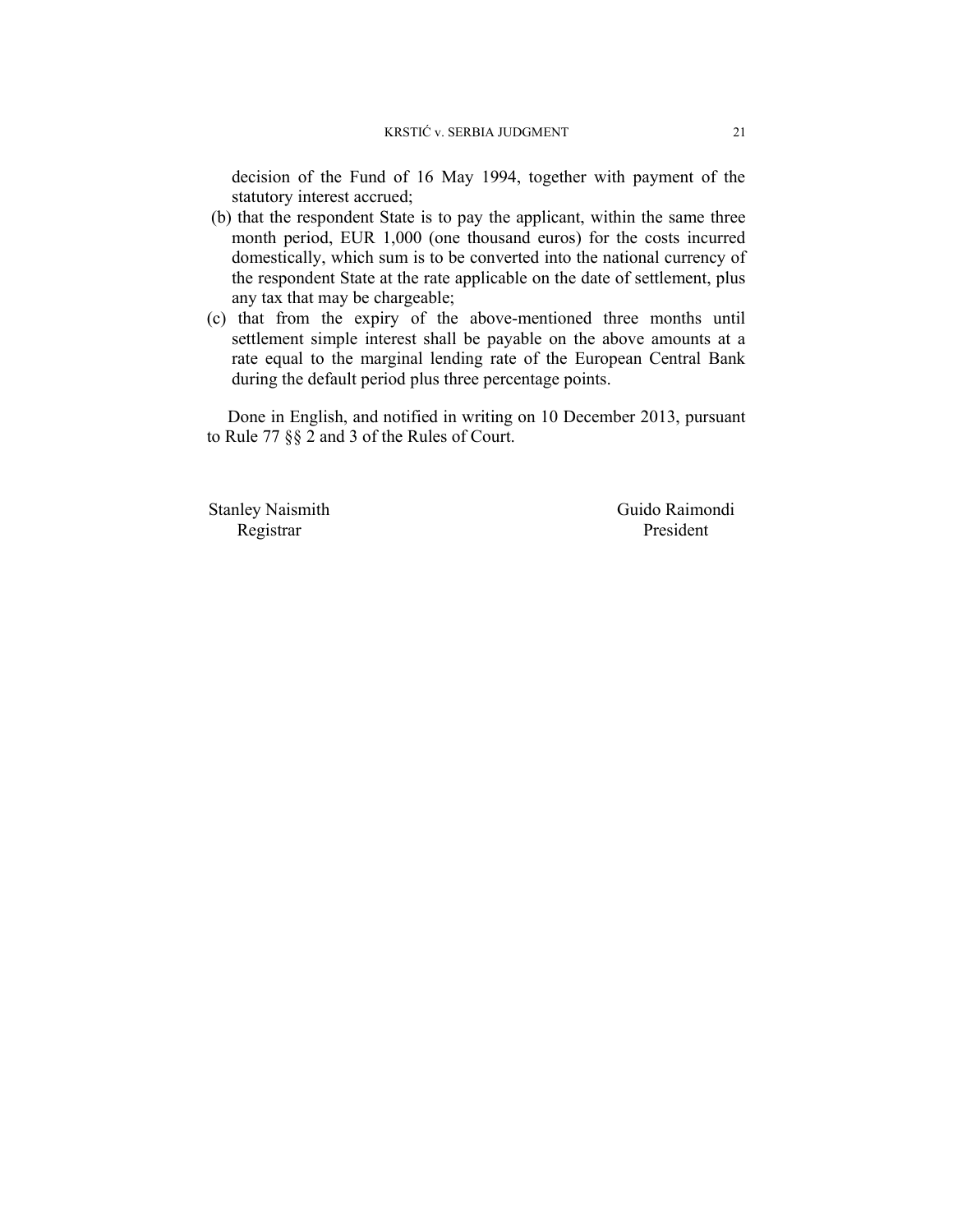decision of the Fund of 16 May 1994, together with payment of the statutory interest accrued;

(b) that the respondent State is to pay the applicant, within the same three month period, EUR 1,000 (one thousand euros) for the costs incurred domestically, which sum is to be converted into the national currency of the respondent State at the rate applicable on the date of settlement, plus any tax that may be chargeable;

(c) that from the expiry of the above-mentioned three months until settlement simple interest shall be payable on the above amounts at a rate equal to the marginal lending rate of the European Central Bank during the default period plus three percentage points.

Done in English, and notified in writing on 10 December 2013, pursuant to Rule 77 §§ 2 and 3 of the Rules of Court.

Stanley Naismith
Registrar

Guido Raimondi
President